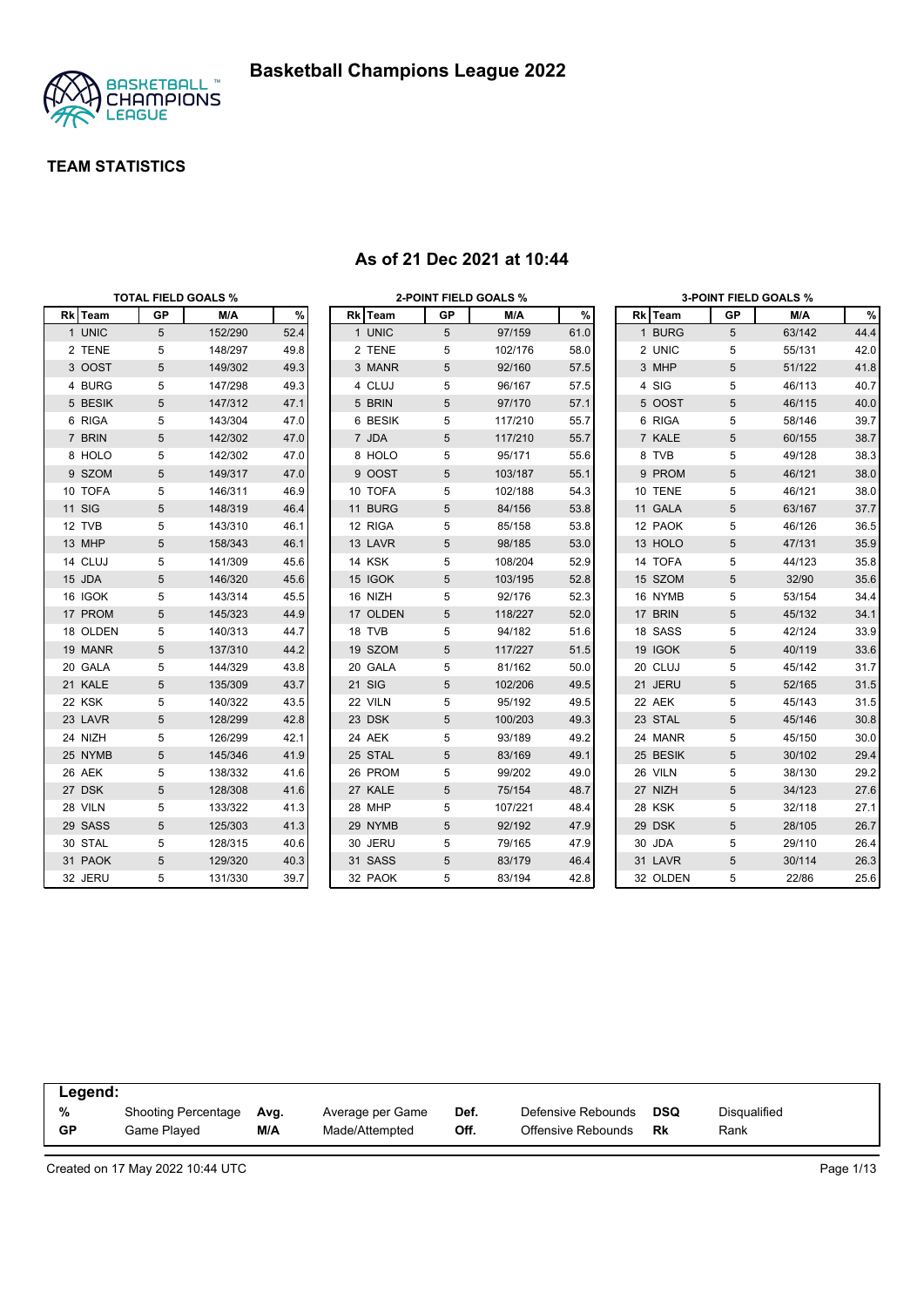# Basketball Champions League 2022

## TEAM STATISTICS

### As of 21 Dec 2021 at 10:44

**TOTAL FIELD GOALS %**

| Rk | Team | GP | M/A | % |
|---|---|---|---|---|
| 1 | UNIC | 5 | 152/290 | 52.4 |
| 2 | TENE | 5 | 148/297 | 49.8 |
| 3 | OOST | 5 | 149/302 | 49.3 |
| 4 | BURG | 5 | 147/298 | 49.3 |
| 5 | BESIK | 5 | 147/312 | 47.1 |
| 6 | RIGA | 5 | 143/304 | 47.0 |
| 7 | BRIN | 5 | 142/302 | 47.0 |
| 8 | HOLO | 5 | 142/302 | 47.0 |
| 9 | SZOM | 5 | 149/317 | 47.0 |
| 10 | TOFA | 5 | 146/311 | 46.9 |
| 11 | SIG | 5 | 148/319 | 46.4 |
| 12 | TVB | 5 | 143/310 | 46.1 |
| 13 | MHP | 5 | 158/343 | 46.1 |
| 14 | CLUJ | 5 | 141/309 | 45.6 |
| 15 | JDA | 5 | 146/320 | 45.6 |
| 16 | IGOK | 5 | 143/314 | 45.5 |
| 17 | PROM | 5 | 145/323 | 44.9 |
| 18 | OLDEN | 5 | 140/313 | 44.7 |
| 19 | MANR | 5 | 137/310 | 44.2 |
| 20 | GALA | 5 | 144/329 | 43.8 |
| 21 | KALE | 5 | 135/309 | 43.7 |
| 22 | KSK | 5 | 140/322 | 43.5 |
| 23 | LAVR | 5 | 128/299 | 42.8 |
| 24 | NIZH | 5 | 126/299 | 42.1 |
| 25 | NYMB | 5 | 145/346 | 41.9 |
| 26 | AEK | 5 | 138/332 | 41.6 |
| 27 | DSK | 5 | 128/308 | 41.6 |
| 28 | VILN | 5 | 133/322 | 41.3 |
| 29 | SASS | 5 | 125/303 | 41.3 |
| 30 | STAL | 5 | 128/315 | 40.6 |
| 31 | PAOK | 5 | 129/320 | 40.3 |
| 32 | JERU | 5 | 131/330 | 39.7 |

**2-POINT FIELD GOALS %**

| Rk | Team | GP | M/A | % |
|---|---|---|---|---|
| 1 | UNIC | 5 | 97/159 | 61.0 |
| 2 | TENE | 5 | 102/176 | 58.0 |
| 3 | MANR | 5 | 92/160 | 57.5 |
| 4 | CLUJ | 5 | 96/167 | 57.5 |
| 5 | BRIN | 5 | 97/170 | 57.1 |
| 6 | BESIK | 5 | 117/210 | 55.7 |
| 7 | JDA | 5 | 117/210 | 55.7 |
| 8 | HOLO | 5 | 95/171 | 55.6 |
| 9 | OOST | 5 | 103/187 | 55.1 |
| 10 | TOFA | 5 | 102/188 | 54.3 |
| 11 | BURG | 5 | 84/156 | 53.8 |
| 12 | RIGA | 5 | 85/158 | 53.8 |
| 13 | LAVR | 5 | 98/185 | 53.0 |
| 14 | KSK | 5 | 108/204 | 52.9 |
| 15 | IGOK | 5 | 103/195 | 52.8 |
| 16 | NIZH | 5 | 92/176 | 52.3 |
| 17 | OLDEN | 5 | 118/227 | 52.0 |
| 18 | TVB | 5 | 94/182 | 51.6 |
| 19 | SZOM | 5 | 117/227 | 51.5 |
| 20 | GALA | 5 | 81/162 | 50.0 |
| 21 | SIG | 5 | 102/206 | 49.5 |
| 22 | VILN | 5 | 95/192 | 49.5 |
| 23 | DSK | 5 | 100/203 | 49.3 |
| 24 | AEK | 5 | 93/189 | 49.2 |
| 25 | STAL | 5 | 83/169 | 49.1 |
| 26 | PROM | 5 | 99/202 | 49.0 |
| 27 | KALE | 5 | 75/154 | 48.7 |
| 28 | MHP | 5 | 107/221 | 48.4 |
| 29 | NYMB | 5 | 92/192 | 47.9 |
| 30 | JERU | 5 | 79/165 | 47.9 |
| 31 | SASS | 5 | 83/179 | 46.4 |
| 32 | PAOK | 5 | 83/194 | 42.8 |

**3-POINT FIELD GOALS %**

| Rk | Team | GP | M/A | % |
|---|---|---|---|---|
| 1 | BURG | 5 | 63/142 | 44.4 |
| 2 | UNIC | 5 | 55/131 | 42.0 |
| 3 | MHP | 5 | 51/122 | 41.8 |
| 4 | SIG | 5 | 46/113 | 40.7 |
| 5 | OOST | 5 | 46/115 | 40.0 |
| 6 | RIGA | 5 | 58/146 | 39.7 |
| 7 | KALE | 5 | 60/155 | 38.7 |
| 8 | TVB | 5 | 49/128 | 38.3 |
| 9 | PROM | 5 | 46/121 | 38.0 |
| 10 | TENE | 5 | 46/121 | 38.0 |
| 11 | GALA | 5 | 63/167 | 37.7 |
| 12 | PAOK | 5 | 46/126 | 36.5 |
| 13 | HOLO | 5 | 47/131 | 35.9 |
| 14 | TOFA | 5 | 44/123 | 35.8 |
| 15 | SZOM | 5 | 32/90 | 35.6 |
| 16 | NYMB | 5 | 53/154 | 34.4 |
| 17 | BRIN | 5 | 45/132 | 34.1 |
| 18 | SASS | 5 | 42/124 | 33.9 |
| 19 | IGOK | 5 | 40/119 | 33.6 |
| 20 | CLUJ | 5 | 45/142 | 31.7 |
| 21 | JERU | 5 | 52/165 | 31.5 |
| 22 | AEK | 5 | 45/143 | 31.5 |
| 23 | STAL | 5 | 45/146 | 30.8 |
| 24 | MANR | 5 | 45/150 | 30.0 |
| 25 | BESIK | 5 | 30/102 | 29.4 |
| 26 | VILN | 5 | 38/130 | 29.2 |
| 27 | NIZH | 5 | 34/123 | 27.6 |
| 28 | KSK | 5 | 32/118 | 27.1 |
| 29 | DSK | 5 | 28/105 | 26.7 |
| 30 | JDA | 5 | 29/110 | 26.4 |
| 31 | LAVR | 5 | 30/114 | 26.3 |
| 32 | OLDEN | 5 | 22/86 | 25.6 |

**Legend:**

| | | | | | | | |
|---|---|---|---|---|---|---|---|
| % | Shooting Percentage | Avg. | Average per Game | Def. | Defensive Rebounds | DSQ | Disqualified |
| GP | Game Played | M/A | Made/Attempted | Off. | Offensive Rebounds | Rk | Rank |

Created on 17 May 2022 10:44 UTC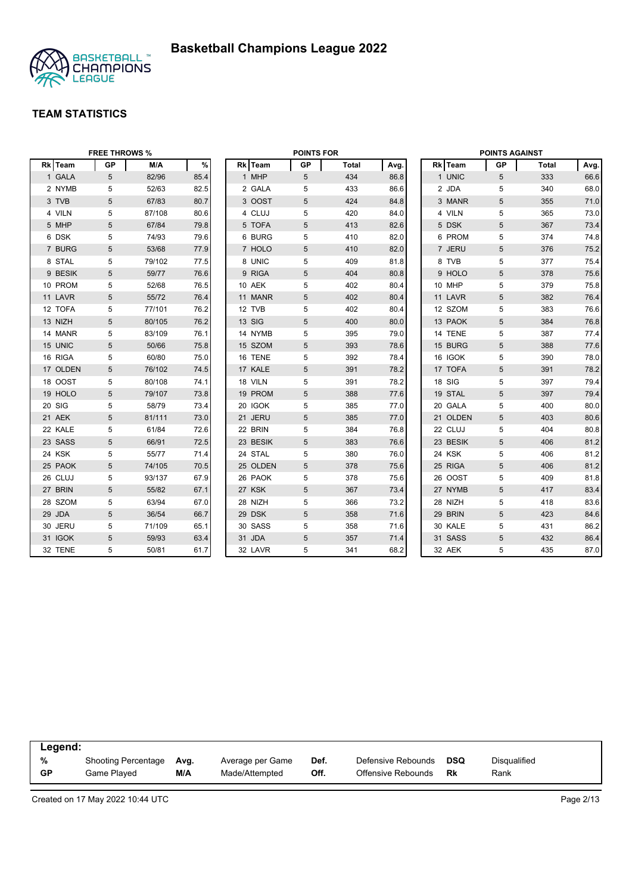# Basketball Champions League 2022

## TEAM STATISTICS

### FREE THROWS %

| Rk | Team | GP | M/A | % |
|---|---|---|---|---|
| 1 | GALA | 5 | 82/96 | 85.4 |
| 2 | NYMB | 5 | 52/63 | 82.5 |
| 3 | TVB | 5 | 67/83 | 80.7 |
| 4 | VILN | 5 | 87/108 | 80.6 |
| 5 | MHP | 5 | 67/84 | 79.8 |
| 6 | DSK | 5 | 74/93 | 79.6 |
| 7 | BURG | 5 | 53/68 | 77.9 |
| 8 | STAL | 5 | 79/102 | 77.5 |
| 9 | BESIK | 5 | 59/77 | 76.6 |
| 10 | PROM | 5 | 52/68 | 76.5 |
| 11 | LAVR | 5 | 55/72 | 76.4 |
| 12 | TOFA | 5 | 77/101 | 76.2 |
| 13 | NIZH | 5 | 80/105 | 76.2 |
| 14 | MANR | 5 | 83/109 | 76.1 |
| 15 | UNIC | 5 | 50/66 | 75.8 |
| 16 | RIGA | 5 | 60/80 | 75.0 |
| 17 | OLDEN | 5 | 76/102 | 74.5 |
| 18 | OOST | 5 | 80/108 | 74.1 |
| 19 | HOLO | 5 | 79/107 | 73.8 |
| 20 | SIG | 5 | 58/79 | 73.4 |
| 21 | AEK | 5 | 81/111 | 73.0 |
| 22 | KALE | 5 | 61/84 | 72.6 |
| 23 | SASS | 5 | 66/91 | 72.5 |
| 24 | KSK | 5 | 55/77 | 71.4 |
| 25 | PAOK | 5 | 74/105 | 70.5 |
| 26 | CLUJ | 5 | 93/137 | 67.9 |
| 27 | BRIN | 5 | 55/82 | 67.1 |
| 28 | SZOM | 5 | 63/94 | 67.0 |
| 29 | JDA | 5 | 36/54 | 66.7 |
| 30 | JERU | 5 | 71/109 | 65.1 |
| 31 | IGOK | 5 | 59/93 | 63.4 |
| 32 | TENE | 5 | 50/81 | 61.7 |

### POINTS FOR

| Rk | Team | GP | Total | Avg. |
|---|---|---|---|---|
| 1 | MHP | 5 | 434 | 86.8 |
| 2 | GALA | 5 | 433 | 86.6 |
| 3 | OOST | 5 | 424 | 84.8 |
| 4 | CLUJ | 5 | 420 | 84.0 |
| 5 | TOFA | 5 | 413 | 82.6 |
| 6 | BURG | 5 | 410 | 82.0 |
| 7 | HOLO | 5 | 410 | 82.0 |
| 8 | UNIC | 5 | 409 | 81.8 |
| 9 | RIGA | 5 | 404 | 80.8 |
| 10 | AEK | 5 | 402 | 80.4 |
| 11 | MANR | 5 | 402 | 80.4 |
| 12 | TVB | 5 | 402 | 80.4 |
| 13 | SIG | 5 | 400 | 80.0 |
| 14 | NYMB | 5 | 395 | 79.0 |
| 15 | SZOM | 5 | 393 | 78.6 |
| 16 | TENE | 5 | 392 | 78.4 |
| 17 | KALE | 5 | 391 | 78.2 |
| 18 | VILN | 5 | 391 | 78.2 |
| 19 | PROM | 5 | 388 | 77.6 |
| 20 | IGOK | 5 | 385 | 77.0 |
| 21 | JERU | 5 | 385 | 77.0 |
| 22 | BRIN | 5 | 384 | 76.8 |
| 23 | BESIK | 5 | 383 | 76.6 |
| 24 | STAL | 5 | 380 | 76.0 |
| 25 | OLDEN | 5 | 378 | 75.6 |
| 26 | PAOK | 5 | 378 | 75.6 |
| 27 | KSK | 5 | 367 | 73.4 |
| 28 | NIZH | 5 | 366 | 73.2 |
| 29 | DSK | 5 | 358 | 71.6 |
| 30 | SASS | 5 | 358 | 71.6 |
| 31 | JDA | 5 | 357 | 71.4 |
| 32 | LAVR | 5 | 341 | 68.2 |

### POINTS AGAINST

| Rk | Team | GP | Total | Avg. |
|---|---|---|---|---|
| 1 | UNIC | 5 | 333 | 66.6 |
| 2 | JDA | 5 | 340 | 68.0 |
| 3 | MANR | 5 | 355 | 71.0 |
| 4 | VILN | 5 | 365 | 73.0 |
| 5 | DSK | 5 | 367 | 73.4 |
| 6 | PROM | 5 | 374 | 74.8 |
| 7 | JERU | 5 | 376 | 75.2 |
| 8 | TVB | 5 | 377 | 75.4 |
| 9 | HOLO | 5 | 378 | 75.6 |
| 10 | MHP | 5 | 379 | 75.8 |
| 11 | LAVR | 5 | 382 | 76.4 |
| 12 | SZOM | 5 | 383 | 76.6 |
| 13 | PAOK | 5 | 384 | 76.8 |
| 14 | TENE | 5 | 387 | 77.4 |
| 15 | BURG | 5 | 388 | 77.6 |
| 16 | IGOK | 5 | 390 | 78.0 |
| 17 | TOFA | 5 | 391 | 78.2 |
| 18 | SIG | 5 | 397 | 79.4 |
| 19 | STAL | 5 | 397 | 79.4 |
| 20 | GALA | 5 | 400 | 80.0 |
| 21 | OLDEN | 5 | 403 | 80.6 |
| 22 | CLUJ | 5 | 404 | 80.8 |
| 23 | BESIK | 5 | 406 | 81.2 |
| 24 | KSK | 5 | 406 | 81.2 |
| 25 | RIGA | 5 | 406 | 81.2 |
| 26 | OOST | 5 | 409 | 81.8 |
| 27 | NYMB | 5 | 417 | 83.4 |
| 28 | NIZH | 5 | 418 | 83.6 |
| 29 | BRIN | 5 | 423 | 84.6 |
| 30 | KALE | 5 | 431 | 86.2 |
| 31 | SASS | 5 | 432 | 86.4 |
| 32 | AEK | 5 | 435 | 87.0 |

**Legend:**

| | | | | | | | |
|---|---|---|---|---|---|---|---|
| **%** | Shooting Percentage | **Avg.** | Average per Game | **Def.** | Defensive Rebounds | **DSQ** | Disqualified |
| **GP** | Game Played | **M/A** | Made/Attempted | **Off.** | Offensive Rebounds | **Rk** | Rank |

Created on 17 May 2022 10:44 UTC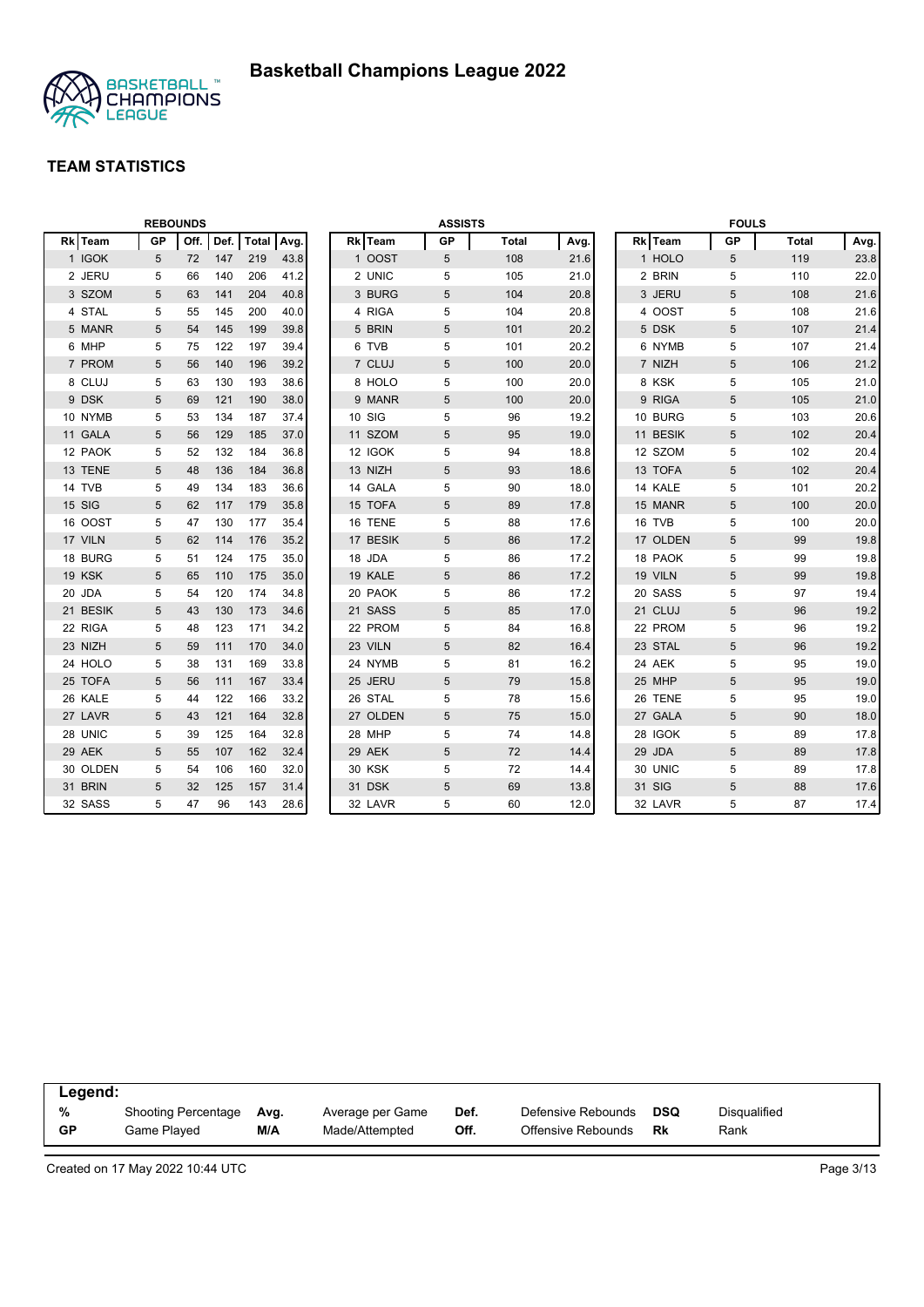# Basketball Champions League 2022

## TEAM STATISTICS

### REBOUNDS

| Rk | Team | GP | Off. | Def. | Total | Avg. |
|---|---|---|---|---|---|---|
| 1 | IGOK | 5 | 72 | 147 | 219 | 43.8 |
| 2 | JERU | 5 | 66 | 140 | 206 | 41.2 |
| 3 | SZOM | 5 | 63 | 141 | 204 | 40.8 |
| 4 | STAL | 5 | 55 | 145 | 200 | 40.0 |
| 5 | MANR | 5 | 54 | 145 | 199 | 39.8 |
| 6 | MHP | 5 | 75 | 122 | 197 | 39.4 |
| 7 | PROM | 5 | 56 | 140 | 196 | 39.2 |
| 8 | CLUJ | 5 | 63 | 130 | 193 | 38.6 |
| 9 | DSK | 5 | 69 | 121 | 190 | 38.0 |
| 10 | NYMB | 5 | 53 | 134 | 187 | 37.4 |
| 11 | GALA | 5 | 56 | 129 | 185 | 37.0 |
| 12 | PAOK | 5 | 52 | 132 | 184 | 36.8 |
| 13 | TENE | 5 | 48 | 136 | 184 | 36.8 |
| 14 | TVB | 5 | 49 | 134 | 183 | 36.6 |
| 15 | SIG | 5 | 62 | 117 | 179 | 35.8 |
| 16 | OOST | 5 | 47 | 130 | 177 | 35.4 |
| 17 | VILN | 5 | 62 | 114 | 176 | 35.2 |
| 18 | BURG | 5 | 51 | 124 | 175 | 35.0 |
| 19 | KSK | 5 | 65 | 110 | 175 | 35.0 |
| 20 | JDA | 5 | 54 | 120 | 174 | 34.8 |
| 21 | BESIK | 5 | 43 | 130 | 173 | 34.6 |
| 22 | RIGA | 5 | 48 | 123 | 171 | 34.2 |
| 23 | NIZH | 5 | 59 | 111 | 170 | 34.0 |
| 24 | HOLO | 5 | 38 | 131 | 169 | 33.8 |
| 25 | TOFA | 5 | 56 | 111 | 167 | 33.4 |
| 26 | KALE | 5 | 44 | 122 | 166 | 33.2 |
| 27 | LAVR | 5 | 43 | 121 | 164 | 32.8 |
| 28 | UNIC | 5 | 39 | 125 | 164 | 32.8 |
| 29 | AEK | 5 | 55 | 107 | 162 | 32.4 |
| 30 | OLDEN | 5 | 54 | 106 | 160 | 32.0 |
| 31 | BRIN | 5 | 32 | 125 | 157 | 31.4 |
| 32 | SASS | 5 | 47 | 96 | 143 | 28.6 |

### ASSISTS

| Rk | Team | GP | Total | Avg. |
|---|---|---|---|---|
| 1 | OOST | 5 | 108 | 21.6 |
| 2 | UNIC | 5 | 105 | 21.0 |
| 3 | BURG | 5 | 104 | 20.8 |
| 4 | RIGA | 5 | 104 | 20.8 |
| 5 | BRIN | 5 | 101 | 20.2 |
| 6 | TVB | 5 | 101 | 20.2 |
| 7 | CLUJ | 5 | 100 | 20.0 |
| 8 | HOLO | 5 | 100 | 20.0 |
| 9 | MANR | 5 | 100 | 20.0 |
| 10 | SIG | 5 | 96 | 19.2 |
| 11 | SZOM | 5 | 95 | 19.0 |
| 12 | IGOK | 5 | 94 | 18.8 |
| 13 | NIZH | 5 | 93 | 18.6 |
| 14 | GALA | 5 | 90 | 18.0 |
| 15 | TOFA | 5 | 89 | 17.8 |
| 16 | TENE | 5 | 88 | 17.6 |
| 17 | BESIK | 5 | 86 | 17.2 |
| 18 | JDA | 5 | 86 | 17.2 |
| 19 | KALE | 5 | 86 | 17.2 |
| 20 | PAOK | 5 | 86 | 17.2 |
| 21 | SASS | 5 | 85 | 17.0 |
| 22 | PROM | 5 | 84 | 16.8 |
| 23 | VILN | 5 | 82 | 16.4 |
| 24 | NYMB | 5 | 81 | 16.2 |
| 25 | JERU | 5 | 79 | 15.8 |
| 26 | STAL | 5 | 78 | 15.6 |
| 27 | OLDEN | 5 | 75 | 15.0 |
| 28 | MHP | 5 | 74 | 14.8 |
| 29 | AEK | 5 | 72 | 14.4 |
| 30 | KSK | 5 | 72 | 14.4 |
| 31 | DSK | 5 | 69 | 13.8 |
| 32 | LAVR | 5 | 60 | 12.0 |

### FOULS

| Rk | Team | GP | Total | Avg. |
|---|---|---|---|---|
| 1 | HOLO | 5 | 119 | 23.8 |
| 2 | BRIN | 5 | 110 | 22.0 |
| 3 | JERU | 5 | 108 | 21.6 |
| 4 | OOST | 5 | 108 | 21.6 |
| 5 | DSK | 5 | 107 | 21.4 |
| 6 | NYMB | 5 | 107 | 21.4 |
| 7 | NIZH | 5 | 106 | 21.2 |
| 8 | KSK | 5 | 105 | 21.0 |
| 9 | RIGA | 5 | 105 | 21.0 |
| 10 | BURG | 5 | 103 | 20.6 |
| 11 | BESIK | 5 | 102 | 20.4 |
| 12 | SZOM | 5 | 102 | 20.4 |
| 13 | TOFA | 5 | 102 | 20.4 |
| 14 | KALE | 5 | 101 | 20.2 |
| 15 | MANR | 5 | 100 | 20.0 |
| 16 | TVB | 5 | 100 | 20.0 |
| 17 | OLDEN | 5 | 99 | 19.8 |
| 18 | PAOK | 5 | 99 | 19.8 |
| 19 | VILN | 5 | 99 | 19.8 |
| 20 | SASS | 5 | 97 | 19.4 |
| 21 | CLUJ | 5 | 96 | 19.2 |
| 22 | PROM | 5 | 96 | 19.2 |
| 23 | STAL | 5 | 96 | 19.2 |
| 24 | AEK | 5 | 95 | 19.0 |
| 25 | MHP | 5 | 95 | 19.0 |
| 26 | TENE | 5 | 95 | 19.0 |
| 27 | GALA | 5 | 90 | 18.0 |
| 28 | IGOK | 5 | 89 | 17.8 |
| 29 | JDA | 5 | 89 | 17.8 |
| 30 | UNIC | 5 | 89 | 17.8 |
| 31 | SIG | 5 | 88 | 17.6 |
| 32 | LAVR | 5 | 87 | 17.4 |

**Legend:**

| | | | | | | | |
|---|---|---|---|---|---|---|---|
| **%** | Shooting Percentage | **Avg.** | Average per Game | **Def.** | Defensive Rebounds | **DSQ** | Disqualified |
| **GP** | Game Played | **M/A** | Made/Attempted | **Off.** | Offensive Rebounds | **Rk** | Rank |

Created on 17 May 2022 10:44 UTC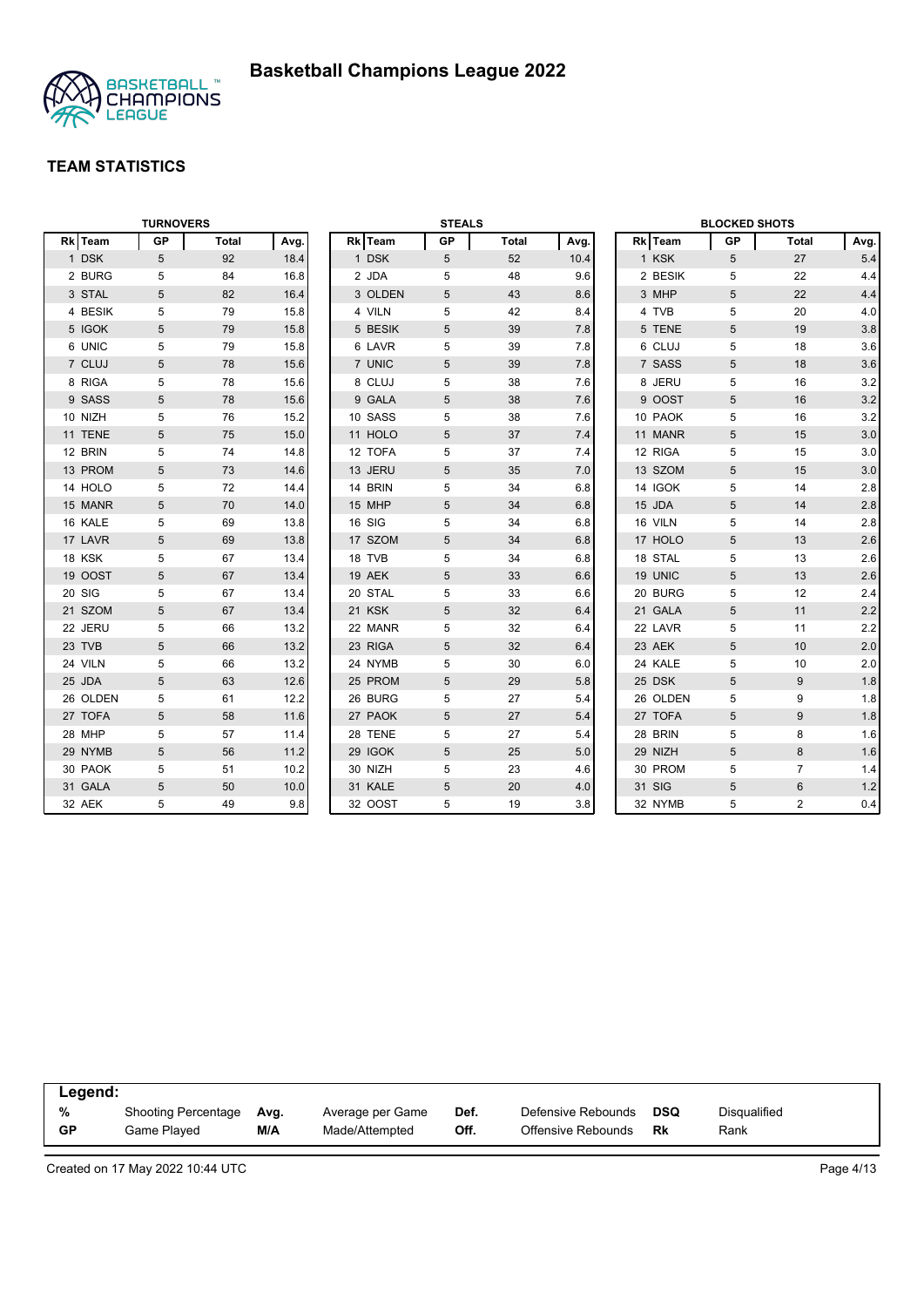# Basketball Champions League 2022

## TEAM STATISTICS

### TURNOVERS

| Rk | Team | GP | Total | Avg. |
|---|---|---|---|---|
| 1 | DSK | 5 | 92 | 18.4 |
| 2 | BURG | 5 | 84 | 16.8 |
| 3 | STAL | 5 | 82 | 16.4 |
| 4 | BESIK | 5 | 79 | 15.8 |
| 5 | IGOK | 5 | 79 | 15.8 |
| 6 | UNIC | 5 | 79 | 15.8 |
| 7 | CLUJ | 5 | 78 | 15.6 |
| 8 | RIGA | 5 | 78 | 15.6 |
| 9 | SASS | 5 | 78 | 15.6 |
| 10 | NIZH | 5 | 76 | 15.2 |
| 11 | TENE | 5 | 75 | 15.0 |
| 12 | BRIN | 5 | 74 | 14.8 |
| 13 | PROM | 5 | 73 | 14.6 |
| 14 | HOLO | 5 | 72 | 14.4 |
| 15 | MANR | 5 | 70 | 14.0 |
| 16 | KALE | 5 | 69 | 13.8 |
| 17 | LAVR | 5 | 69 | 13.8 |
| 18 | KSK | 5 | 67 | 13.4 |
| 19 | OOST | 5 | 67 | 13.4 |
| 20 | SIG | 5 | 67 | 13.4 |
| 21 | SZOM | 5 | 67 | 13.4 |
| 22 | JERU | 5 | 66 | 13.2 |
| 23 | TVB | 5 | 66 | 13.2 |
| 24 | VILN | 5 | 66 | 13.2 |
| 25 | JDA | 5 | 63 | 12.6 |
| 26 | OLDEN | 5 | 61 | 12.2 |
| 27 | TOFA | 5 | 58 | 11.6 |
| 28 | MHP | 5 | 57 | 11.4 |
| 29 | NYMB | 5 | 56 | 11.2 |
| 30 | PAOK | 5 | 51 | 10.2 |
| 31 | GALA | 5 | 50 | 10.0 |
| 32 | AEK | 5 | 49 | 9.8 |

### STEALS

| Rk | Team | GP | Total | Avg. |
|---|---|---|---|---|
| 1 | DSK | 5 | 52 | 10.4 |
| 2 | JDA | 5 | 48 | 9.6 |
| 3 | OLDEN | 5 | 43 | 8.6 |
| 4 | VILN | 5 | 42 | 8.4 |
| 5 | BESIK | 5 | 39 | 7.8 |
| 6 | LAVR | 5 | 39 | 7.8 |
| 7 | UNIC | 5 | 39 | 7.8 |
| 8 | CLUJ | 5 | 38 | 7.6 |
| 9 | GALA | 5 | 38 | 7.6 |
| 10 | SASS | 5 | 38 | 7.6 |
| 11 | HOLO | 5 | 37 | 7.4 |
| 12 | TOFA | 5 | 37 | 7.4 |
| 13 | JERU | 5 | 35 | 7.0 |
| 14 | BRIN | 5 | 34 | 6.8 |
| 15 | MHP | 5 | 34 | 6.8 |
| 16 | SIG | 5 | 34 | 6.8 |
| 17 | SZOM | 5 | 34 | 6.8 |
| 18 | TVB | 5 | 34 | 6.8 |
| 19 | AEK | 5 | 33 | 6.6 |
| 20 | STAL | 5 | 33 | 6.6 |
| 21 | KSK | 5 | 32 | 6.4 |
| 22 | MANR | 5 | 32 | 6.4 |
| 23 | RIGA | 5 | 32 | 6.4 |
| 24 | NYMB | 5 | 30 | 6.0 |
| 25 | PROM | 5 | 29 | 5.8 |
| 26 | BURG | 5 | 27 | 5.4 |
| 27 | PAOK | 5 | 27 | 5.4 |
| 28 | TENE | 5 | 27 | 5.4 |
| 29 | IGOK | 5 | 25 | 5.0 |
| 30 | NIZH | 5 | 23 | 4.6 |
| 31 | KALE | 5 | 20 | 4.0 |
| 32 | OOST | 5 | 19 | 3.8 |

### BLOCKED SHOTS

| Rk | Team | GP | Total | Avg. |
|---|---|---|---|---|
| 1 | KSK | 5 | 27 | 5.4 |
| 2 | BESIK | 5 | 22 | 4.4 |
| 3 | MHP | 5 | 22 | 4.4 |
| 4 | TVB | 5 | 20 | 4.0 |
| 5 | TENE | 5 | 19 | 3.8 |
| 6 | CLUJ | 5 | 18 | 3.6 |
| 7 | SASS | 5 | 18 | 3.6 |
| 8 | JERU | 5 | 16 | 3.2 |
| 9 | OOST | 5 | 16 | 3.2 |
| 10 | PAOK | 5 | 16 | 3.2 |
| 11 | MANR | 5 | 15 | 3.0 |
| 12 | RIGA | 5 | 15 | 3.0 |
| 13 | SZOM | 5 | 15 | 3.0 |
| 14 | IGOK | 5 | 14 | 2.8 |
| 15 | JDA | 5 | 14 | 2.8 |
| 16 | VILN | 5 | 14 | 2.8 |
| 17 | HOLO | 5 | 13 | 2.6 |
| 18 | STAL | 5 | 13 | 2.6 |
| 19 | UNIC | 5 | 13 | 2.6 |
| 20 | BURG | 5 | 12 | 2.4 |
| 21 | GALA | 5 | 11 | 2.2 |
| 22 | LAVR | 5 | 11 | 2.2 |
| 23 | AEK | 5 | 10 | 2.0 |
| 24 | KALE | 5 | 10 | 2.0 |
| 25 | DSK | 5 | 9 | 1.8 |
| 26 | OLDEN | 5 | 9 | 1.8 |
| 27 | TOFA | 5 | 9 | 1.8 |
| 28 | BRIN | 5 | 8 | 1.6 |
| 29 | NIZH | 5 | 8 | 1.6 |
| 30 | PROM | 5 | 7 | 1.4 |
| 31 | SIG | 5 | 6 | 1.2 |
| 32 | NYMB | 5 | 2 | 0.4 |

**Legend:**

| | | | | | | | |
|---|---|---|---|---|---|---|---|
| % | Shooting Percentage | Avg. | Average per Game | Def. | Defensive Rebounds | DSQ | Disqualified |
| GP | Game Played | M/A | Made/Attempted | Off. | Offensive Rebounds | Rk | Rank |

Created on 17 May 2022 10:44 UTC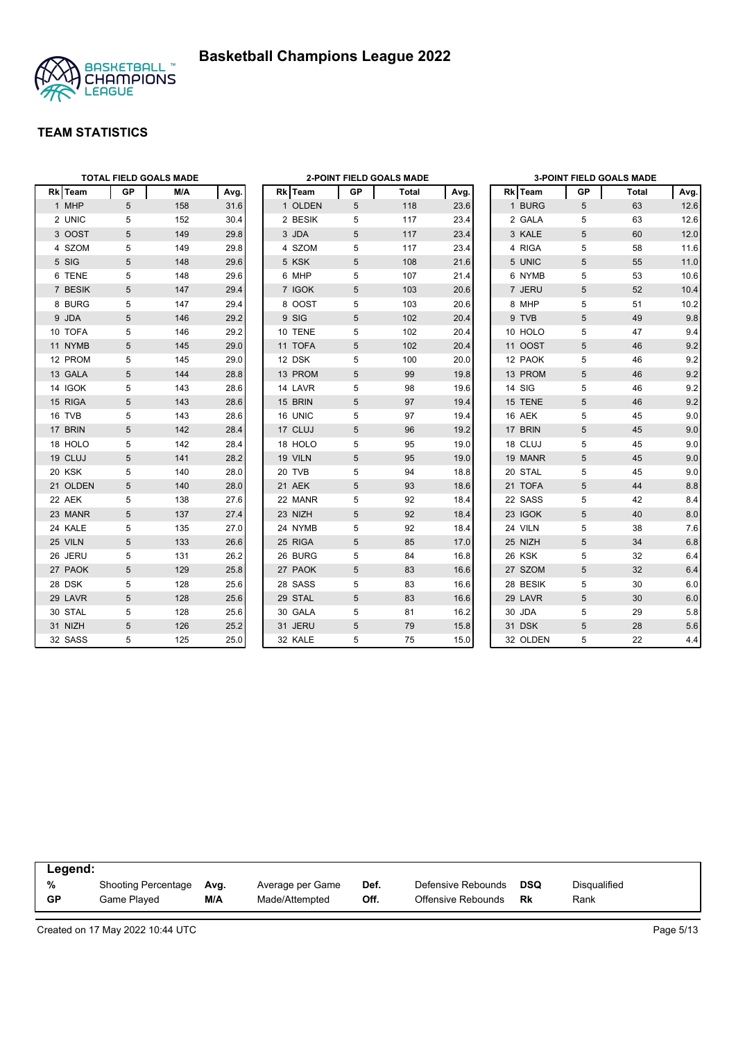# Basketball Champions League 2022

## TEAM STATISTICS

### TOTAL FIELD GOALS MADE

| Rk | Team | GP | M/A | Avg. |
|---|---|---|---|---|
| 1 | MHP | 5 | 158 | 31.6 |
| 2 | UNIC | 5 | 152 | 30.4 |
| 3 | OOST | 5 | 149 | 29.8 |
| 4 | SZOM | 5 | 149 | 29.8 |
| 5 | SIG | 5 | 148 | 29.6 |
| 6 | TENE | 5 | 148 | 29.6 |
| 7 | BESIK | 5 | 147 | 29.4 |
| 8 | BURG | 5 | 147 | 29.4 |
| 9 | JDA | 5 | 146 | 29.2 |
| 10 | TOFA | 5 | 146 | 29.2 |
| 11 | NYMB | 5 | 145 | 29.0 |
| 12 | PROM | 5 | 145 | 29.0 |
| 13 | GALA | 5 | 144 | 28.8 |
| 14 | IGOK | 5 | 143 | 28.6 |
| 15 | RIGA | 5 | 143 | 28.6 |
| 16 | TVB | 5 | 143 | 28.6 |
| 17 | BRIN | 5 | 142 | 28.4 |
| 18 | HOLO | 5 | 142 | 28.4 |
| 19 | CLUJ | 5 | 141 | 28.2 |
| 20 | KSK | 5 | 140 | 28.0 |
| 21 | OLDEN | 5 | 140 | 28.0 |
| 22 | AEK | 5 | 138 | 27.6 |
| 23 | MANR | 5 | 137 | 27.4 |
| 24 | KALE | 5 | 135 | 27.0 |
| 25 | VILN | 5 | 133 | 26.6 |
| 26 | JERU | 5 | 131 | 26.2 |
| 27 | PAOK | 5 | 129 | 25.8 |
| 28 | DSK | 5 | 128 | 25.6 |
| 29 | LAVR | 5 | 128 | 25.6 |
| 30 | STAL | 5 | 128 | 25.6 |
| 31 | NIZH | 5 | 126 | 25.2 |
| 32 | SASS | 5 | 125 | 25.0 |

### 2-POINT FIELD GOALS MADE

| Rk | Team | GP | Total | Avg. |
|---|---|---|---|---|
| 1 | OLDEN | 5 | 118 | 23.6 |
| 2 | BESIK | 5 | 117 | 23.4 |
| 3 | JDA | 5 | 117 | 23.4 |
| 4 | SZOM | 5 | 117 | 23.4 |
| 5 | KSK | 5 | 108 | 21.6 |
| 6 | MHP | 5 | 107 | 21.4 |
| 7 | IGOK | 5 | 103 | 20.6 |
| 8 | OOST | 5 | 103 | 20.6 |
| 9 | SIG | 5 | 102 | 20.4 |
| 10 | TENE | 5 | 102 | 20.4 |
| 11 | TOFA | 5 | 102 | 20.4 |
| 12 | DSK | 5 | 100 | 20.0 |
| 13 | PROM | 5 | 99 | 19.8 |
| 14 | LAVR | 5 | 98 | 19.6 |
| 15 | BRIN | 5 | 97 | 19.4 |
| 16 | UNIC | 5 | 97 | 19.4 |
| 17 | CLUJ | 5 | 96 | 19.2 |
| 18 | HOLO | 5 | 95 | 19.0 |
| 19 | VILN | 5 | 95 | 19.0 |
| 20 | TVB | 5 | 94 | 18.8 |
| 21 | AEK | 5 | 93 | 18.6 |
| 22 | MANR | 5 | 92 | 18.4 |
| 23 | NIZH | 5 | 92 | 18.4 |
| 24 | NYMB | 5 | 92 | 18.4 |
| 25 | RIGA | 5 | 85 | 17.0 |
| 26 | BURG | 5 | 84 | 16.8 |
| 27 | PAOK | 5 | 83 | 16.6 |
| 28 | SASS | 5 | 83 | 16.6 |
| 29 | STAL | 5 | 83 | 16.6 |
| 30 | GALA | 5 | 81 | 16.2 |
| 31 | JERU | 5 | 79 | 15.8 |
| 32 | KALE | 5 | 75 | 15.0 |

### 3-POINT FIELD GOALS MADE

| Rk | Team | GP | Total | Avg. |
|---|---|---|---|---|
| 1 | BURG | 5 | 63 | 12.6 |
| 2 | GALA | 5 | 63 | 12.6 |
| 3 | KALE | 5 | 60 | 12.0 |
| 4 | RIGA | 5 | 58 | 11.6 |
| 5 | UNIC | 5 | 55 | 11.0 |
| 6 | NYMB | 5 | 53 | 10.6 |
| 7 | JERU | 5 | 52 | 10.4 |
| 8 | MHP | 5 | 51 | 10.2 |
| 9 | TVB | 5 | 49 | 9.8 |
| 10 | HOLO | 5 | 47 | 9.4 |
| 11 | OOST | 5 | 46 | 9.2 |
| 12 | PAOK | 5 | 46 | 9.2 |
| 13 | PROM | 5 | 46 | 9.2 |
| 14 | SIG | 5 | 46 | 9.2 |
| 15 | TENE | 5 | 46 | 9.2 |
| 16 | AEK | 5 | 45 | 9.0 |
| 17 | BRIN | 5 | 45 | 9.0 |
| 18 | CLUJ | 5 | 45 | 9.0 |
| 19 | MANR | 5 | 45 | 9.0 |
| 20 | STAL | 5 | 45 | 9.0 |
| 21 | TOFA | 5 | 44 | 8.8 |
| 22 | SASS | 5 | 42 | 8.4 |
| 23 | IGOK | 5 | 40 | 8.0 |
| 24 | VILN | 5 | 38 | 7.6 |
| 25 | NIZH | 5 | 34 | 6.8 |
| 26 | KSK | 5 | 32 | 6.4 |
| 27 | SZOM | 5 | 32 | 6.4 |
| 28 | BESIK | 5 | 30 | 6.0 |
| 29 | LAVR | 5 | 30 | 6.0 |
| 30 | JDA | 5 | 29 | 5.8 |
| 31 | DSK | 5 | 28 | 5.6 |
| 32 | OLDEN | 5 | 22 | 4.4 |

**Legend:**

| | | | | | | | |
|---|---|---|---|---|---|---|---|
| **%** | Shooting Percentage | **Avg.** | Average per Game | **Def.** | Defensive Rebounds | **DSQ** | Disqualified |
| **GP** | Game Played | **M/A** | Made/Attempted | **Off.** | Offensive Rebounds | **Rk** | Rank |

Created on 17 May 2022 10:44 UTC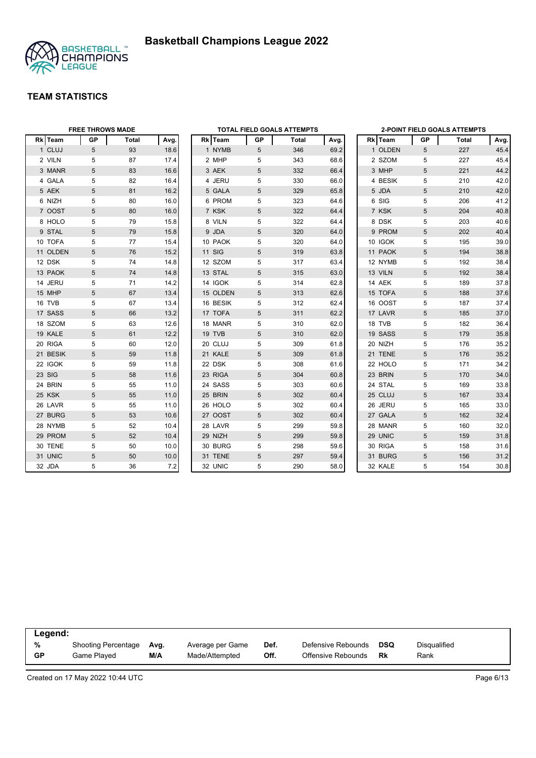# Basketball Champions League 2022

## TEAM STATISTICS

### FREE THROWS MADE

| Rk | Team | GP | Total | Avg. |
|---|---|---|---|---|
| 1 | CLUJ | 5 | 93 | 18.6 |
| 2 | VILN | 5 | 87 | 17.4 |
| 3 | MANR | 5 | 83 | 16.6 |
| 4 | GALA | 5 | 82 | 16.4 |
| 5 | AEK | 5 | 81 | 16.2 |
| 6 | NIZH | 5 | 80 | 16.0 |
| 7 | OOST | 5 | 80 | 16.0 |
| 8 | HOLO | 5 | 79 | 15.8 |
| 9 | STAL | 5 | 79 | 15.8 |
| 10 | TOFA | 5 | 77 | 15.4 |
| 11 | OLDEN | 5 | 76 | 15.2 |
| 12 | DSK | 5 | 74 | 14.8 |
| 13 | PAOK | 5 | 74 | 14.8 |
| 14 | JERU | 5 | 71 | 14.2 |
| 15 | MHP | 5 | 67 | 13.4 |
| 16 | TVB | 5 | 67 | 13.4 |
| 17 | SASS | 5 | 66 | 13.2 |
| 18 | SZOM | 5 | 63 | 12.6 |
| 19 | KALE | 5 | 61 | 12.2 |
| 20 | RIGA | 5 | 60 | 12.0 |
| 21 | BESIK | 5 | 59 | 11.8 |
| 22 | IGOK | 5 | 59 | 11.8 |
| 23 | SIG | 5 | 58 | 11.6 |
| 24 | BRIN | 5 | 55 | 11.0 |
| 25 | KSK | 5 | 55 | 11.0 |
| 26 | LAVR | 5 | 55 | 11.0 |
| 27 | BURG | 5 | 53 | 10.6 |
| 28 | NYMB | 5 | 52 | 10.4 |
| 29 | PROM | 5 | 52 | 10.4 |
| 30 | TENE | 5 | 50 | 10.0 |
| 31 | UNIC | 5 | 50 | 10.0 |
| 32 | JDA | 5 | 36 | 7.2 |

### TOTAL FIELD GOALS ATTEMPTS

| Rk | Team | GP | Total | Avg. |
|---|---|---|---|---|
| 1 | NYMB | 5 | 346 | 69.2 |
| 2 | MHP | 5 | 343 | 68.6 |
| 3 | AEK | 5 | 332 | 66.4 |
| 4 | JERU | 5 | 330 | 66.0 |
| 5 | GALA | 5 | 329 | 65.8 |
| 6 | PROM | 5 | 323 | 64.6 |
| 7 | KSK | 5 | 322 | 64.4 |
| 8 | VILN | 5 | 322 | 64.4 |
| 9 | JDA | 5 | 320 | 64.0 |
| 10 | PAOK | 5 | 320 | 64.0 |
| 11 | SIG | 5 | 319 | 63.8 |
| 12 | SZOM | 5 | 317 | 63.4 |
| 13 | STAL | 5 | 315 | 63.0 |
| 14 | IGOK | 5 | 314 | 62.8 |
| 15 | OLDEN | 5 | 313 | 62.6 |
| 16 | BESIK | 5 | 312 | 62.4 |
| 17 | TOFA | 5 | 311 | 62.2 |
| 18 | MANR | 5 | 310 | 62.0 |
| 19 | TVB | 5 | 310 | 62.0 |
| 20 | CLUJ | 5 | 309 | 61.8 |
| 21 | KALE | 5 | 309 | 61.8 |
| 22 | DSK | 5 | 308 | 61.6 |
| 23 | RIGA | 5 | 304 | 60.8 |
| 24 | SASS | 5 | 303 | 60.6 |
| 25 | BRIN | 5 | 302 | 60.4 |
| 26 | HOLO | 5 | 302 | 60.4 |
| 27 | OOST | 5 | 302 | 60.4 |
| 28 | LAVR | 5 | 299 | 59.8 |
| 29 | NIZH | 5 | 299 | 59.8 |
| 30 | BURG | 5 | 298 | 59.6 |
| 31 | TENE | 5 | 297 | 59.4 |
| 32 | UNIC | 5 | 290 | 58.0 |

### 2-POINT FIELD GOALS ATTEMPTS

| Rk | Team | GP | Total | Avg. |
|---|---|---|---|---|
| 1 | OLDEN | 5 | 227 | 45.4 |
| 2 | SZOM | 5 | 227 | 45.4 |
| 3 | MHP | 5 | 221 | 44.2 |
| 4 | BESIK | 5 | 210 | 42.0 |
| 5 | JDA | 5 | 210 | 42.0 |
| 6 | SIG | 5 | 206 | 41.2 |
| 7 | KSK | 5 | 204 | 40.8 |
| 8 | DSK | 5 | 203 | 40.6 |
| 9 | PROM | 5 | 202 | 40.4 |
| 10 | IGOK | 5 | 195 | 39.0 |
| 11 | PAOK | 5 | 194 | 38.8 |
| 12 | NYMB | 5 | 192 | 38.4 |
| 13 | VILN | 5 | 192 | 38.4 |
| 14 | AEK | 5 | 189 | 37.8 |
| 15 | TOFA | 5 | 188 | 37.6 |
| 16 | OOST | 5 | 187 | 37.4 |
| 17 | LAVR | 5 | 185 | 37.0 |
| 18 | TVB | 5 | 182 | 36.4 |
| 19 | SASS | 5 | 179 | 35.8 |
| 20 | NIZH | 5 | 176 | 35.2 |
| 21 | TENE | 5 | 176 | 35.2 |
| 22 | HOLO | 5 | 171 | 34.2 |
| 23 | BRIN | 5 | 170 | 34.0 |
| 24 | STAL | 5 | 169 | 33.8 |
| 25 | CLUJ | 5 | 167 | 33.4 |
| 26 | JERU | 5 | 165 | 33.0 |
| 27 | GALA | 5 | 162 | 32.4 |
| 28 | MANR | 5 | 160 | 32.0 |
| 29 | UNIC | 5 | 159 | 31.8 |
| 30 | RIGA | 5 | 158 | 31.6 |
| 31 | BURG | 5 | 156 | 31.2 |
| 32 | KALE | 5 | 154 | 30.8 |

**Legend:**

| | | | | | | | |
|---|---|---|---|---|---|---|---|
| % | Shooting Percentage | Avg. | Average per Game | Def. | Defensive Rebounds | DSQ | Disqualified |
| GP | Game Played | M/A | Made/Attempted | Off. | Offensive Rebounds | Rk | Rank |

Created on 17 May 2022 10:44 UTC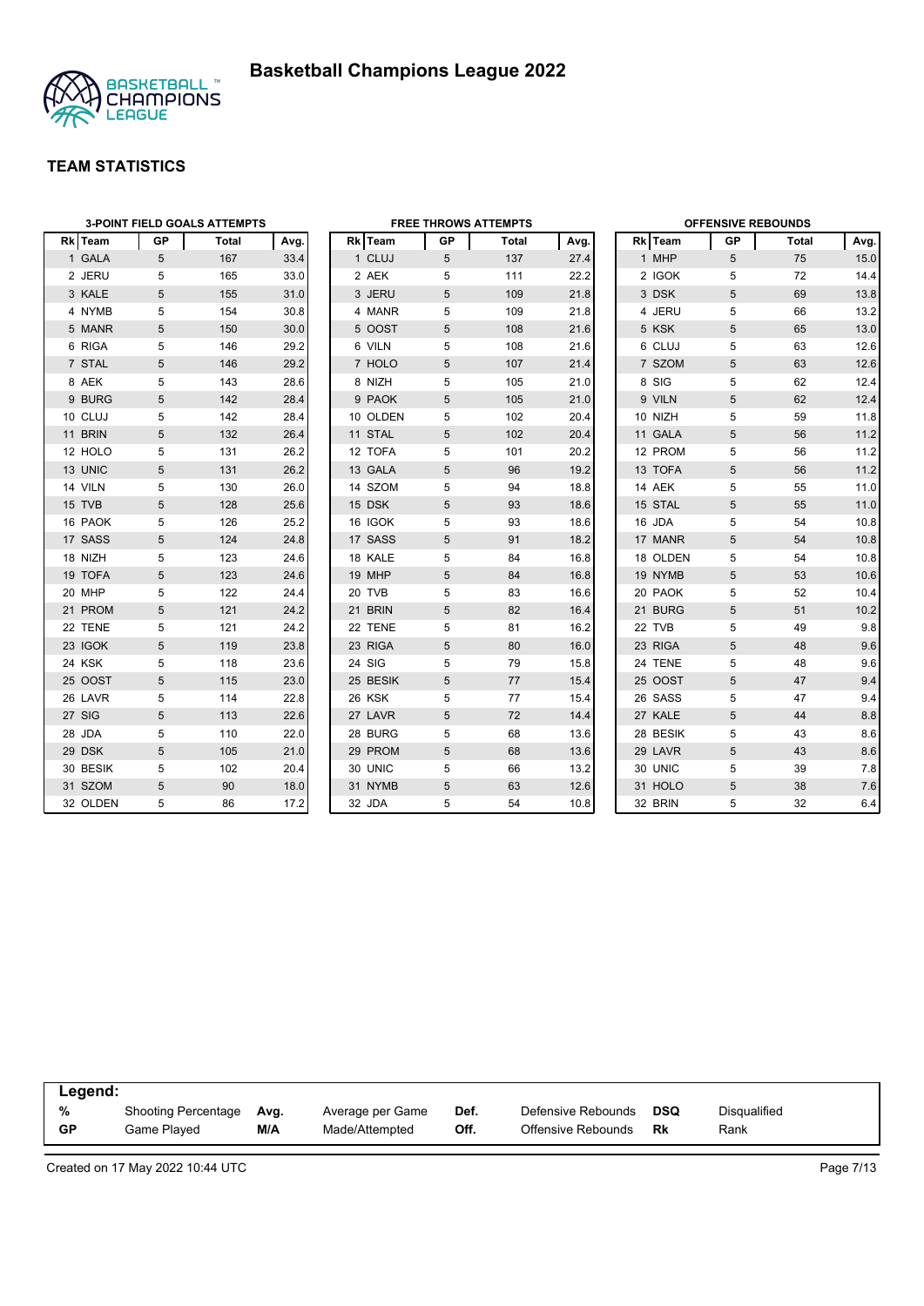# Basketball Champions League 2022

## TEAM STATISTICS

### 3-POINT FIELD GOALS ATTEMPTS

| Rk | Team | GP | Total | Avg. |
|---|---|---|---|---|
| 1 | GALA | 5 | 167 | 33.4 |
| 2 | JERU | 5 | 165 | 33.0 |
| 3 | KALE | 5 | 155 | 31.0 |
| 4 | NYMB | 5 | 154 | 30.8 |
| 5 | MANR | 5 | 150 | 30.0 |
| 6 | RIGA | 5 | 146 | 29.2 |
| 7 | STAL | 5 | 146 | 29.2 |
| 8 | AEK | 5 | 143 | 28.6 |
| 9 | BURG | 5 | 142 | 28.4 |
| 10 | CLUJ | 5 | 142 | 28.4 |
| 11 | BRIN | 5 | 132 | 26.4 |
| 12 | HOLO | 5 | 131 | 26.2 |
| 13 | UNIC | 5 | 131 | 26.2 |
| 14 | VILN | 5 | 130 | 26.0 |
| 15 | TVB | 5 | 128 | 25.6 |
| 16 | PAOK | 5 | 126 | 25.2 |
| 17 | SASS | 5 | 124 | 24.8 |
| 18 | NIZH | 5 | 123 | 24.6 |
| 19 | TOFA | 5 | 123 | 24.6 |
| 20 | MHP | 5 | 122 | 24.4 |
| 21 | PROM | 5 | 121 | 24.2 |
| 22 | TENE | 5 | 121 | 24.2 |
| 23 | IGOK | 5 | 119 | 23.8 |
| 24 | KSK | 5 | 118 | 23.6 |
| 25 | OOST | 5 | 115 | 23.0 |
| 26 | LAVR | 5 | 114 | 22.8 |
| 27 | SIG | 5 | 113 | 22.6 |
| 28 | JDA | 5 | 110 | 22.0 |
| 29 | DSK | 5 | 105 | 21.0 |
| 30 | BESIK | 5 | 102 | 20.4 |
| 31 | SZOM | 5 | 90 | 18.0 |
| 32 | OLDEN | 5 | 86 | 17.2 |

### FREE THROWS ATTEMPTS

| Rk | Team | GP | Total | Avg. |
|---|---|---|---|---|
| 1 | CLUJ | 5 | 137 | 27.4 |
| 2 | AEK | 5 | 111 | 22.2 |
| 3 | JERU | 5 | 109 | 21.8 |
| 4 | MANR | 5 | 109 | 21.8 |
| 5 | OOST | 5 | 108 | 21.6 |
| 6 | VILN | 5 | 108 | 21.6 |
| 7 | HOLO | 5 | 107 | 21.4 |
| 8 | NIZH | 5 | 105 | 21.0 |
| 9 | PAOK | 5 | 105 | 21.0 |
| 10 | OLDEN | 5 | 102 | 20.4 |
| 11 | STAL | 5 | 102 | 20.4 |
| 12 | TOFA | 5 | 101 | 20.2 |
| 13 | GALA | 5 | 96 | 19.2 |
| 14 | SZOM | 5 | 94 | 18.8 |
| 15 | DSK | 5 | 93 | 18.6 |
| 16 | IGOK | 5 | 93 | 18.6 |
| 17 | SASS | 5 | 91 | 18.2 |
| 18 | KALE | 5 | 84 | 16.8 |
| 19 | MHP | 5 | 84 | 16.8 |
| 20 | TVB | 5 | 83 | 16.6 |
| 21 | BRIN | 5 | 82 | 16.4 |
| 22 | TENE | 5 | 81 | 16.2 |
| 23 | RIGA | 5 | 80 | 16.0 |
| 24 | SIG | 5 | 79 | 15.8 |
| 25 | BESIK | 5 | 77 | 15.4 |
| 26 | KSK | 5 | 77 | 15.4 |
| 27 | LAVR | 5 | 72 | 14.4 |
| 28 | BURG | 5 | 68 | 13.6 |
| 29 | PROM | 5 | 68 | 13.6 |
| 30 | UNIC | 5 | 66 | 13.2 |
| 31 | NYMB | 5 | 63 | 12.6 |
| 32 | JDA | 5 | 54 | 10.8 |

### OFFENSIVE REBOUNDS

| Rk | Team | GP | Total | Avg. |
|---|---|---|---|---|
| 1 | MHP | 5 | 75 | 15.0 |
| 2 | IGOK | 5 | 72 | 14.4 |
| 3 | DSK | 5 | 69 | 13.8 |
| 4 | JERU | 5 | 66 | 13.2 |
| 5 | KSK | 5 | 65 | 13.0 |
| 6 | CLUJ | 5 | 63 | 12.6 |
| 7 | SZOM | 5 | 63 | 12.6 |
| 8 | SIG | 5 | 62 | 12.4 |
| 9 | VILN | 5 | 62 | 12.4 |
| 10 | NIZH | 5 | 59 | 11.8 |
| 11 | GALA | 5 | 56 | 11.2 |
| 12 | PROM | 5 | 56 | 11.2 |
| 13 | TOFA | 5 | 56 | 11.2 |
| 14 | AEK | 5 | 55 | 11.0 |
| 15 | STAL | 5 | 55 | 11.0 |
| 16 | JDA | 5 | 54 | 10.8 |
| 17 | MANR | 5 | 54 | 10.8 |
| 18 | OLDEN | 5 | 54 | 10.8 |
| 19 | NYMB | 5 | 53 | 10.6 |
| 20 | PAOK | 5 | 52 | 10.4 |
| 21 | BURG | 5 | 51 | 10.2 |
| 22 | TVB | 5 | 49 | 9.8 |
| 23 | RIGA | 5 | 48 | 9.6 |
| 24 | TENE | 5 | 48 | 9.6 |
| 25 | OOST | 5 | 47 | 9.4 |
| 26 | SASS | 5 | 47 | 9.4 |
| 27 | KALE | 5 | 44 | 8.8 |
| 28 | BESIK | 5 | 43 | 8.6 |
| 29 | LAVR | 5 | 43 | 8.6 |
| 30 | UNIC | 5 | 39 | 7.8 |
| 31 | HOLO | 5 | 38 | 7.6 |
| 32 | BRIN | 5 | 32 | 6.4 |

**Legend:**

| | | | | | | | |
|---|---|---|---|---|---|---|---|
| **%** | Shooting Percentage | **Avg.** | Average per Game | **Def.** | Defensive Rebounds | **DSQ** | Disqualified |
| **GP** | Game Played | **M/A** | Made/Attempted | **Off.** | Offensive Rebounds | **Rk** | Rank |

Created on 17 May 2022 10:44 UTC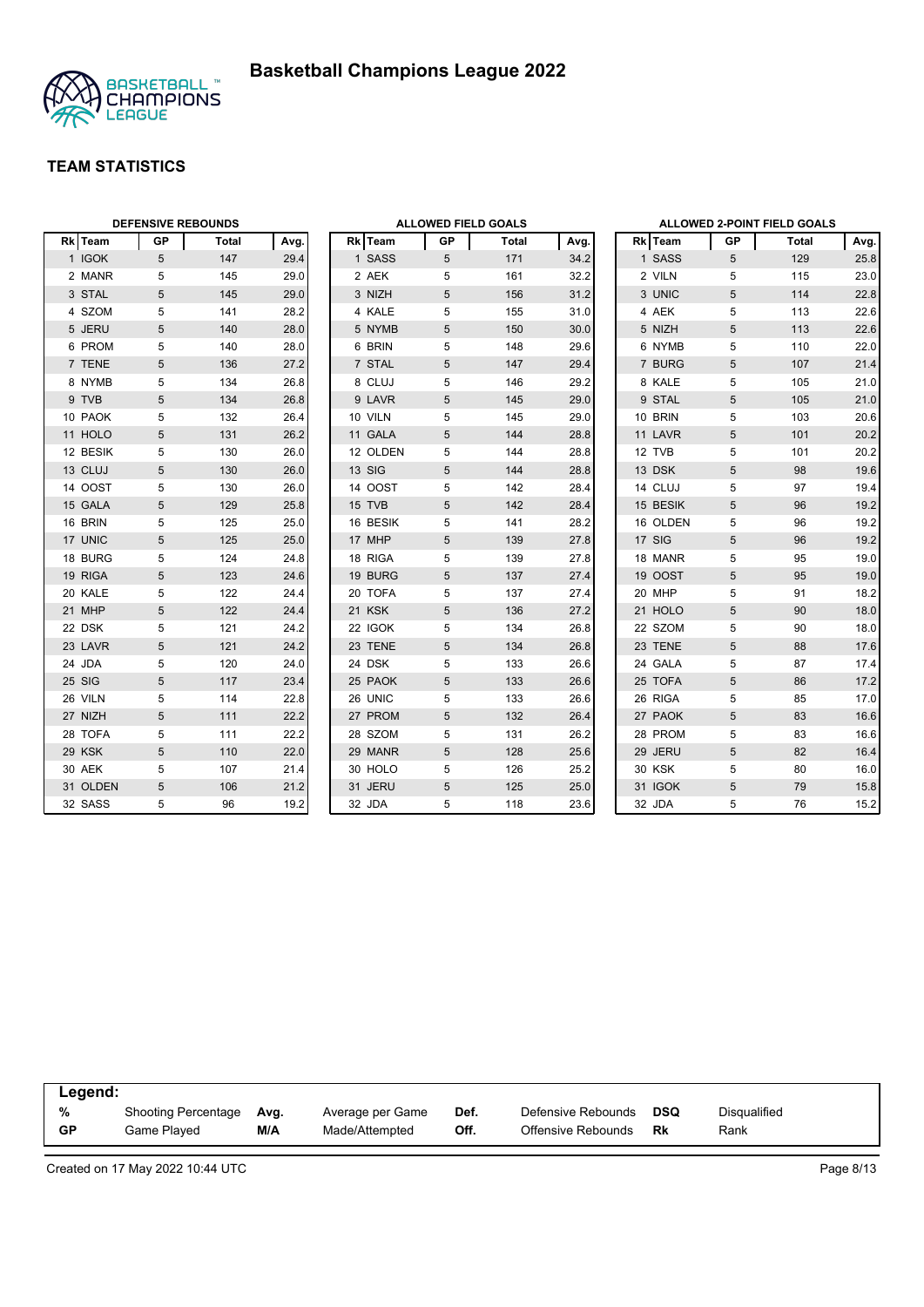# Basketball Champions League 2022

## TEAM STATISTICS

### DEFENSIVE REBOUNDS

| Rk | Team | GP | Total | Avg. |
|---|---|---|---|---|
| 1 | IGOK | 5 | 147 | 29.4 |
| 2 | MANR | 5 | 145 | 29.0 |
| 3 | STAL | 5 | 145 | 29.0 |
| 4 | SZOM | 5 | 141 | 28.2 |
| 5 | JERU | 5 | 140 | 28.0 |
| 6 | PROM | 5 | 140 | 28.0 |
| 7 | TENE | 5 | 136 | 27.2 |
| 8 | NYMB | 5 | 134 | 26.8 |
| 9 | TVB | 5 | 134 | 26.8 |
| 10 | PAOK | 5 | 132 | 26.4 |
| 11 | HOLO | 5 | 131 | 26.2 |
| 12 | BESIK | 5 | 130 | 26.0 |
| 13 | CLUJ | 5 | 130 | 26.0 |
| 14 | OOST | 5 | 130 | 26.0 |
| 15 | GALA | 5 | 129 | 25.8 |
| 16 | BRIN | 5 | 125 | 25.0 |
| 17 | UNIC | 5 | 125 | 25.0 |
| 18 | BURG | 5 | 124 | 24.8 |
| 19 | RIGA | 5 | 123 | 24.6 |
| 20 | KALE | 5 | 122 | 24.4 |
| 21 | MHP | 5 | 122 | 24.4 |
| 22 | DSK | 5 | 121 | 24.2 |
| 23 | LAVR | 5 | 121 | 24.2 |
| 24 | JDA | 5 | 120 | 24.0 |
| 25 | SIG | 5 | 117 | 23.4 |
| 26 | VILN | 5 | 114 | 22.8 |
| 27 | NIZH | 5 | 111 | 22.2 |
| 28 | TOFA | 5 | 111 | 22.2 |
| 29 | KSK | 5 | 110 | 22.0 |
| 30 | AEK | 5 | 107 | 21.4 |
| 31 | OLDEN | 5 | 106 | 21.2 |
| 32 | SASS | 5 | 96 | 19.2 |

### ALLOWED FIELD GOALS

| Rk | Team | GP | Total | Avg. |
|---|---|---|---|---|
| 1 | SASS | 5 | 171 | 34.2 |
| 2 | AEK | 5 | 161 | 32.2 |
| 3 | NIZH | 5 | 156 | 31.2 |
| 4 | KALE | 5 | 155 | 31.0 |
| 5 | NYMB | 5 | 150 | 30.0 |
| 6 | BRIN | 5 | 148 | 29.6 |
| 7 | STAL | 5 | 147 | 29.4 |
| 8 | CLUJ | 5 | 146 | 29.2 |
| 9 | LAVR | 5 | 145 | 29.0 |
| 10 | VILN | 5 | 145 | 29.0 |
| 11 | GALA | 5 | 144 | 28.8 |
| 12 | OLDEN | 5 | 144 | 28.8 |
| 13 | SIG | 5 | 144 | 28.8 |
| 14 | OOST | 5 | 142 | 28.4 |
| 15 | TVB | 5 | 142 | 28.4 |
| 16 | BESIK | 5 | 141 | 28.2 |
| 17 | MHP | 5 | 139 | 27.8 |
| 18 | RIGA | 5 | 139 | 27.8 |
| 19 | BURG | 5 | 137 | 27.4 |
| 20 | TOFA | 5 | 137 | 27.4 |
| 21 | KSK | 5 | 136 | 27.2 |
| 22 | IGOK | 5 | 134 | 26.8 |
| 23 | TENE | 5 | 134 | 26.8 |
| 24 | DSK | 5 | 133 | 26.6 |
| 25 | PAOK | 5 | 133 | 26.6 |
| 26 | UNIC | 5 | 133 | 26.6 |
| 27 | PROM | 5 | 132 | 26.4 |
| 28 | SZOM | 5 | 131 | 26.2 |
| 29 | MANR | 5 | 128 | 25.6 |
| 30 | HOLO | 5 | 126 | 25.2 |
| 31 | JERU | 5 | 125 | 25.0 |
| 32 | JDA | 5 | 118 | 23.6 |

### ALLOWED 2-POINT FIELD GOALS

| Rk | Team | GP | Total | Avg. |
|---|---|---|---|---|
| 1 | SASS | 5 | 129 | 25.8 |
| 2 | VILN | 5 | 115 | 23.0 |
| 3 | UNIC | 5 | 114 | 22.8 |
| 4 | AEK | 5 | 113 | 22.6 |
| 5 | NIZH | 5 | 113 | 22.6 |
| 6 | NYMB | 5 | 110 | 22.0 |
| 7 | BURG | 5 | 107 | 21.4 |
| 8 | KALE | 5 | 105 | 21.0 |
| 9 | STAL | 5 | 105 | 21.0 |
| 10 | BRIN | 5 | 103 | 20.6 |
| 11 | LAVR | 5 | 101 | 20.2 |
| 12 | TVB | 5 | 101 | 20.2 |
| 13 | DSK | 5 | 98 | 19.6 |
| 14 | CLUJ | 5 | 97 | 19.4 |
| 15 | BESIK | 5 | 96 | 19.2 |
| 16 | OLDEN | 5 | 96 | 19.2 |
| 17 | SIG | 5 | 96 | 19.2 |
| 18 | MANR | 5 | 95 | 19.0 |
| 19 | OOST | 5 | 95 | 19.0 |
| 20 | MHP | 5 | 91 | 18.2 |
| 21 | HOLO | 5 | 90 | 18.0 |
| 22 | SZOM | 5 | 90 | 18.0 |
| 23 | TENE | 5 | 88 | 17.6 |
| 24 | GALA | 5 | 87 | 17.4 |
| 25 | TOFA | 5 | 86 | 17.2 |
| 26 | RIGA | 5 | 85 | 17.0 |
| 27 | PAOK | 5 | 83 | 16.6 |
| 28 | PROM | 5 | 83 | 16.6 |
| 29 | JERU | 5 | 82 | 16.4 |
| 30 | KSK | 5 | 80 | 16.0 |
| 31 | IGOK | 5 | 79 | 15.8 |
| 32 | JDA | 5 | 76 | 15.2 |

**Legend:**

| | | | | | | | |
|---|---|---|---|---|---|---|---|
| **%** | Shooting Percentage | **Avg.** | Average per Game | **Def.** | Defensive Rebounds | **DSQ** | Disqualified |
| **GP** | Game Played | **M/A** | Made/Attempted | **Off.** | Offensive Rebounds | **Rk** | Rank |

Created on 17 May 2022 10:44 UTC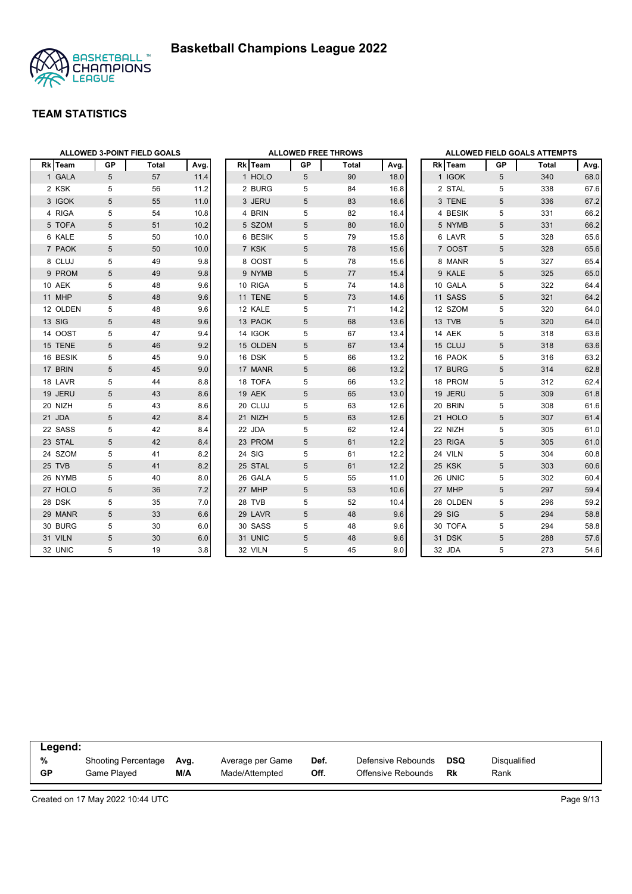# Basketball Champions League 2022

## TEAM STATISTICS

### ALLOWED 3-POINT FIELD GOALS

| Rk | Team | GP | Total | Avg. |
|---|---|---|---|---|
| 1 | GALA | 5 | 57 | 11.4 |
| 2 | KSK | 5 | 56 | 11.2 |
| 3 | IGOK | 5 | 55 | 11.0 |
| 4 | RIGA | 5 | 54 | 10.8 |
| 5 | TOFA | 5 | 51 | 10.2 |
| 6 | KALE | 5 | 50 | 10.0 |
| 7 | PAOK | 5 | 50 | 10.0 |
| 8 | CLUJ | 5 | 49 | 9.8 |
| 9 | PROM | 5 | 49 | 9.8 |
| 10 | AEK | 5 | 48 | 9.6 |
| 11 | MHP | 5 | 48 | 9.6 |
| 12 | OLDEN | 5 | 48 | 9.6 |
| 13 | SIG | 5 | 48 | 9.6 |
| 14 | OOST | 5 | 47 | 9.4 |
| 15 | TENE | 5 | 46 | 9.2 |
| 16 | BESIK | 5 | 45 | 9.0 |
| 17 | BRIN | 5 | 45 | 9.0 |
| 18 | LAVR | 5 | 44 | 8.8 |
| 19 | JERU | 5 | 43 | 8.6 |
| 20 | NIZH | 5 | 43 | 8.6 |
| 21 | JDA | 5 | 42 | 8.4 |
| 22 | SASS | 5 | 42 | 8.4 |
| 23 | STAL | 5 | 42 | 8.4 |
| 24 | SZOM | 5 | 41 | 8.2 |
| 25 | TVB | 5 | 41 | 8.2 |
| 26 | NYMB | 5 | 40 | 8.0 |
| 27 | HOLO | 5 | 36 | 7.2 |
| 28 | DSK | 5 | 35 | 7.0 |
| 29 | MANR | 5 | 33 | 6.6 |
| 30 | BURG | 5 | 30 | 6.0 |
| 31 | VILN | 5 | 30 | 6.0 |
| 32 | UNIC | 5 | 19 | 3.8 |

### ALLOWED FREE THROWS

| Rk | Team | GP | Total | Avg. |
|---|---|---|---|---|
| 1 | HOLO | 5 | 90 | 18.0 |
| 2 | BURG | 5 | 84 | 16.8 |
| 3 | JERU | 5 | 83 | 16.6 |
| 4 | BRIN | 5 | 82 | 16.4 |
| 5 | SZOM | 5 | 80 | 16.0 |
| 6 | BESIK | 5 | 79 | 15.8 |
| 7 | KSK | 5 | 78 | 15.6 |
| 8 | OOST | 5 | 78 | 15.6 |
| 9 | NYMB | 5 | 77 | 15.4 |
| 10 | RIGA | 5 | 74 | 14.8 |
| 11 | TENE | 5 | 73 | 14.6 |
| 12 | KALE | 5 | 71 | 14.2 |
| 13 | PAOK | 5 | 68 | 13.6 |
| 14 | IGOK | 5 | 67 | 13.4 |
| 15 | OLDEN | 5 | 67 | 13.4 |
| 16 | DSK | 5 | 66 | 13.2 |
| 17 | MANR | 5 | 66 | 13.2 |
| 18 | TOFA | 5 | 66 | 13.2 |
| 19 | AEK | 5 | 65 | 13.0 |
| 20 | CLUJ | 5 | 63 | 12.6 |
| 21 | NIZH | 5 | 63 | 12.6 |
| 22 | JDA | 5 | 62 | 12.4 |
| 23 | PROM | 5 | 61 | 12.2 |
| 24 | SIG | 5 | 61 | 12.2 |
| 25 | STAL | 5 | 61 | 12.2 |
| 26 | GALA | 5 | 55 | 11.0 |
| 27 | MHP | 5 | 53 | 10.6 |
| 28 | TVB | 5 | 52 | 10.4 |
| 29 | LAVR | 5 | 48 | 9.6 |
| 30 | SASS | 5 | 48 | 9.6 |
| 31 | UNIC | 5 | 48 | 9.6 |
| 32 | VILN | 5 | 45 | 9.0 |

### ALLOWED FIELD GOALS ATTEMPTS

| Rk | Team | GP | Total | Avg. |
|---|---|---|---|---|
| 1 | IGOK | 5 | 340 | 68.0 |
| 2 | STAL | 5 | 338 | 67.6 |
| 3 | TENE | 5 | 336 | 67.2 |
| 4 | BESIK | 5 | 331 | 66.2 |
| 5 | NYMB | 5 | 331 | 66.2 |
| 6 | LAVR | 5 | 328 | 65.6 |
| 7 | OOST | 5 | 328 | 65.6 |
| 8 | MANR | 5 | 327 | 65.4 |
| 9 | KALE | 5 | 325 | 65.0 |
| 10 | GALA | 5 | 322 | 64.4 |
| 11 | SASS | 5 | 321 | 64.2 |
| 12 | SZOM | 5 | 320 | 64.0 |
| 13 | TVB | 5 | 320 | 64.0 |
| 14 | AEK | 5 | 318 | 63.6 |
| 15 | CLUJ | 5 | 318 | 63.6 |
| 16 | PAOK | 5 | 316 | 63.2 |
| 17 | BURG | 5 | 314 | 62.8 |
| 18 | PROM | 5 | 312 | 62.4 |
| 19 | JERU | 5 | 309 | 61.8 |
| 20 | BRIN | 5 | 308 | 61.6 |
| 21 | HOLO | 5 | 307 | 61.4 |
| 22 | NIZH | 5 | 305 | 61.0 |
| 23 | RIGA | 5 | 305 | 61.0 |
| 24 | VILN | 5 | 304 | 60.8 |
| 25 | KSK | 5 | 303 | 60.6 |
| 26 | UNIC | 5 | 302 | 60.4 |
| 27 | MHP | 5 | 297 | 59.4 |
| 28 | OLDEN | 5 | 296 | 59.2 |
| 29 | SIG | 5 | 294 | 58.8 |
| 30 | TOFA | 5 | 294 | 58.8 |
| 31 | DSK | 5 | 288 | 57.6 |
| 32 | JDA | 5 | 273 | 54.6 |

**Legend:**

| | | | | | | | |
|---|---|---|---|---|---|---|---|
| % | Shooting Percentage | Avg. | Average per Game | Def. | Defensive Rebounds | DSQ | Disqualified |
| GP | Game Played | M/A | Made/Attempted | Off. | Offensive Rebounds | Rk | Rank |

Created on 17 May 2022 10:44 UTC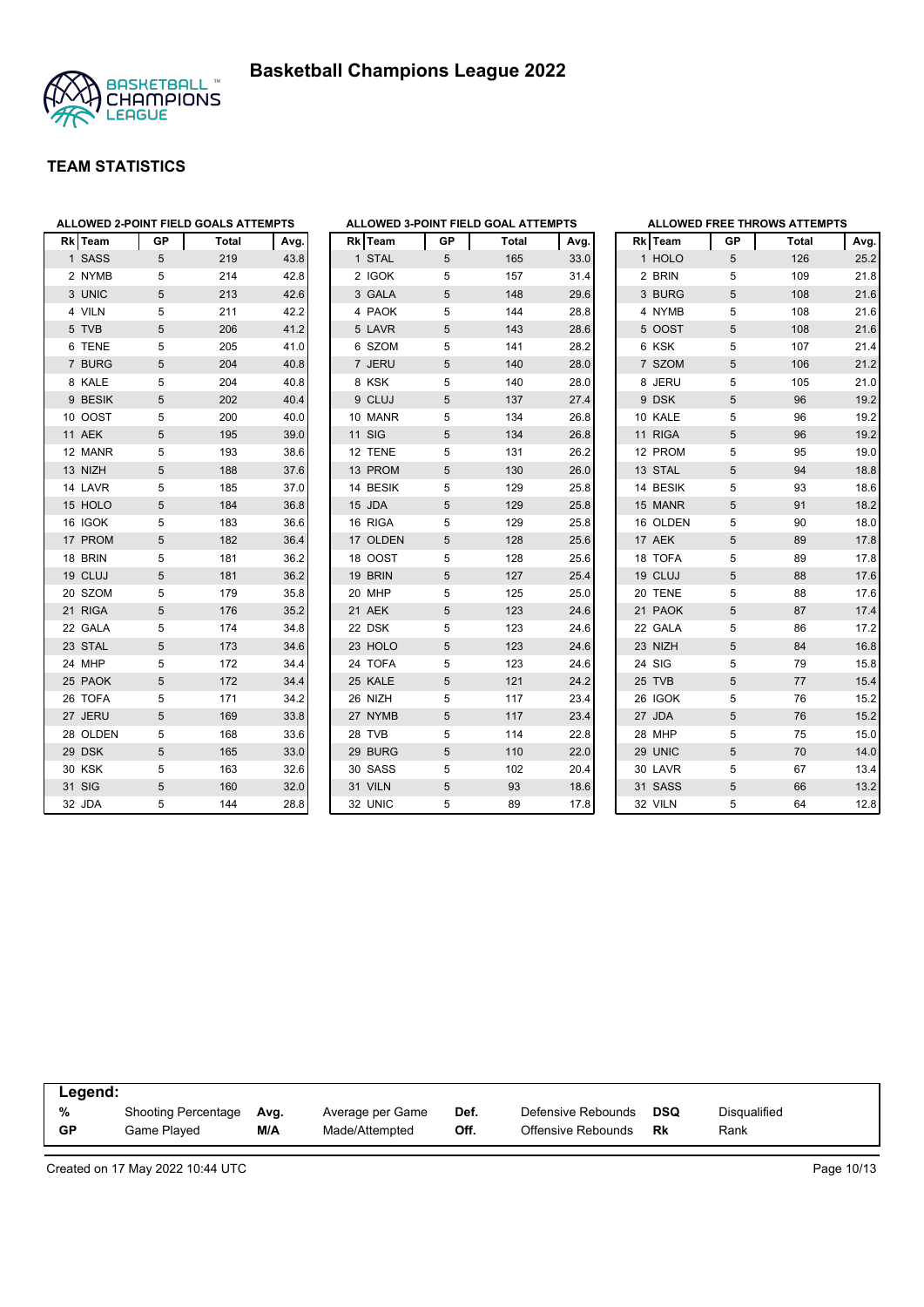# Basketball Champions League 2022

## TEAM STATISTICS

### ALLOWED 2-POINT FIELD GOALS ATTEMPTS

| Rk | Team | GP | Total | Avg. |
|---|---|---|---|---|
| 1 | SASS | 5 | 219 | 43.8 |
| 2 | NYMB | 5 | 214 | 42.8 |
| 3 | UNIC | 5 | 213 | 42.6 |
| 4 | VILN | 5 | 211 | 42.2 |
| 5 | TVB | 5 | 206 | 41.2 |
| 6 | TENE | 5 | 205 | 41.0 |
| 7 | BURG | 5 | 204 | 40.8 |
| 8 | KALE | 5 | 204 | 40.8 |
| 9 | BESIK | 5 | 202 | 40.4 |
| 10 | OOST | 5 | 200 | 40.0 |
| 11 | AEK | 5 | 195 | 39.0 |
| 12 | MANR | 5 | 193 | 38.6 |
| 13 | NIZH | 5 | 188 | 37.6 |
| 14 | LAVR | 5 | 185 | 37.0 |
| 15 | HOLO | 5 | 184 | 36.8 |
| 16 | IGOK | 5 | 183 | 36.6 |
| 17 | PROM | 5 | 182 | 36.4 |
| 18 | BRIN | 5 | 181 | 36.2 |
| 19 | CLUJ | 5 | 181 | 36.2 |
| 20 | SZOM | 5 | 179 | 35.8 |
| 21 | RIGA | 5 | 176 | 35.2 |
| 22 | GALA | 5 | 174 | 34.8 |
| 23 | STAL | 5 | 173 | 34.6 |
| 24 | MHP | 5 | 172 | 34.4 |
| 25 | PAOK | 5 | 172 | 34.4 |
| 26 | TOFA | 5 | 171 | 34.2 |
| 27 | JERU | 5 | 169 | 33.8 |
| 28 | OLDEN | 5 | 168 | 33.6 |
| 29 | DSK | 5 | 165 | 33.0 |
| 30 | KSK | 5 | 163 | 32.6 |
| 31 | SIG | 5 | 160 | 32.0 |
| 32 | JDA | 5 | 144 | 28.8 |

### ALLOWED 3-POINT FIELD GOAL ATTEMPTS

| Rk | Team | GP | Total | Avg. |
|---|---|---|---|---|
| 1 | STAL | 5 | 165 | 33.0 |
| 2 | IGOK | 5 | 157 | 31.4 |
| 3 | GALA | 5 | 148 | 29.6 |
| 4 | PAOK | 5 | 144 | 28.8 |
| 5 | LAVR | 5 | 143 | 28.6 |
| 6 | SZOM | 5 | 141 | 28.2 |
| 7 | JERU | 5 | 140 | 28.0 |
| 8 | KSK | 5 | 140 | 28.0 |
| 9 | CLUJ | 5 | 137 | 27.4 |
| 10 | MANR | 5 | 134 | 26.8 |
| 11 | SIG | 5 | 134 | 26.8 |
| 12 | TENE | 5 | 131 | 26.2 |
| 13 | PROM | 5 | 130 | 26.0 |
| 14 | BESIK | 5 | 129 | 25.8 |
| 15 | JDA | 5 | 129 | 25.8 |
| 16 | RIGA | 5 | 129 | 25.8 |
| 17 | OLDEN | 5 | 128 | 25.6 |
| 18 | OOST | 5 | 128 | 25.6 |
| 19 | BRIN | 5 | 127 | 25.4 |
| 20 | MHP | 5 | 125 | 25.0 |
| 21 | AEK | 5 | 123 | 24.6 |
| 22 | DSK | 5 | 123 | 24.6 |
| 23 | HOLO | 5 | 123 | 24.6 |
| 24 | TOFA | 5 | 123 | 24.6 |
| 25 | KALE | 5 | 121 | 24.2 |
| 26 | NIZH | 5 | 117 | 23.4 |
| 27 | NYMB | 5 | 117 | 23.4 |
| 28 | TVB | 5 | 114 | 22.8 |
| 29 | BURG | 5 | 110 | 22.0 |
| 30 | SASS | 5 | 102 | 20.4 |
| 31 | VILN | 5 | 93 | 18.6 |
| 32 | UNIC | 5 | 89 | 17.8 |

### ALLOWED FREE THROWS ATTEMPTS

| Rk | Team | GP | Total | Avg. |
|---|---|---|---|---|
| 1 | HOLO | 5 | 126 | 25.2 |
| 2 | BRIN | 5 | 109 | 21.8 |
| 3 | BURG | 5 | 108 | 21.6 |
| 4 | NYMB | 5 | 108 | 21.6 |
| 5 | OOST | 5 | 108 | 21.6 |
| 6 | KSK | 5 | 107 | 21.4 |
| 7 | SZOM | 5 | 106 | 21.2 |
| 8 | JERU | 5 | 105 | 21.0 |
| 9 | DSK | 5 | 96 | 19.2 |
| 10 | KALE | 5 | 96 | 19.2 |
| 11 | RIGA | 5 | 96 | 19.2 |
| 12 | PROM | 5 | 95 | 19.0 |
| 13 | STAL | 5 | 94 | 18.8 |
| 14 | BESIK | 5 | 93 | 18.6 |
| 15 | MANR | 5 | 91 | 18.2 |
| 16 | OLDEN | 5 | 90 | 18.0 |
| 17 | AEK | 5 | 89 | 17.8 |
| 18 | TOFA | 5 | 89 | 17.8 |
| 19 | CLUJ | 5 | 88 | 17.6 |
| 20 | TENE | 5 | 88 | 17.6 |
| 21 | PAOK | 5 | 87 | 17.4 |
| 22 | GALA | 5 | 86 | 17.2 |
| 23 | NIZH | 5 | 84 | 16.8 |
| 24 | SIG | 5 | 79 | 15.8 |
| 25 | TVB | 5 | 77 | 15.4 |
| 26 | IGOK | 5 | 76 | 15.2 |
| 27 | JDA | 5 | 76 | 15.2 |
| 28 | MHP | 5 | 75 | 15.0 |
| 29 | UNIC | 5 | 70 | 14.0 |
| 30 | LAVR | 5 | 67 | 13.4 |
| 31 | SASS | 5 | 66 | 13.2 |
| 32 | VILN | 5 | 64 | 12.8 |

**Legend:**

| | | | | | | | |
|---|---|---|---|---|---|---|---|
| **%** | Shooting Percentage | **Avg.** | Average per Game | **Def.** | Defensive Rebounds | **DSQ** | Disqualified |
| **GP** | Game Played | **M/A** | Made/Attempted | **Off.** | Offensive Rebounds | **Rk** | Rank |

Created on 17 May 2022 10:44 UTC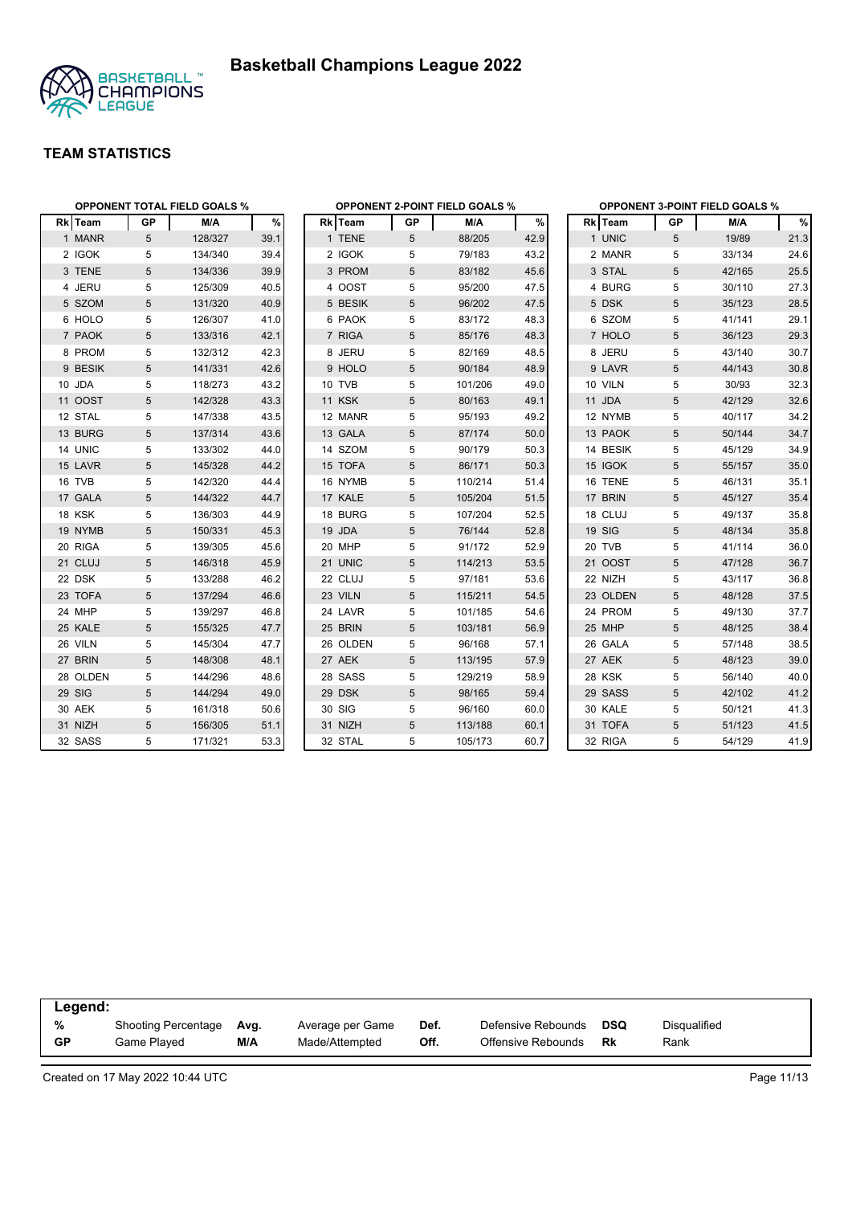# Basketball Champions League 2022

## TEAM STATISTICS

### OPPONENT TOTAL FIELD GOALS %

| Rk | Team | GP | M/A | % |
|---|---|---|---|---|
| 1 | MANR | 5 | 128/327 | 39.1 |
| 2 | IGOK | 5 | 134/340 | 39.4 |
| 3 | TENE | 5 | 134/336 | 39.9 |
| 4 | JERU | 5 | 125/309 | 40.5 |
| 5 | SZOM | 5 | 131/320 | 40.9 |
| 6 | HOLO | 5 | 126/307 | 41.0 |
| 7 | PAOK | 5 | 133/316 | 42.1 |
| 8 | PROM | 5 | 132/312 | 42.3 |
| 9 | BESIK | 5 | 141/331 | 42.6 |
| 10 | JDA | 5 | 118/273 | 43.2 |
| 11 | OOST | 5 | 142/328 | 43.3 |
| 12 | STAL | 5 | 147/338 | 43.5 |
| 13 | BURG | 5 | 137/314 | 43.6 |
| 14 | UNIC | 5 | 133/302 | 44.0 |
| 15 | LAVR | 5 | 145/328 | 44.2 |
| 16 | TVB | 5 | 142/320 | 44.4 |
| 17 | GALA | 5 | 144/322 | 44.7 |
| 18 | KSK | 5 | 136/303 | 44.9 |
| 19 | NYMB | 5 | 150/331 | 45.3 |
| 20 | RIGA | 5 | 139/305 | 45.6 |
| 21 | CLUJ | 5 | 146/318 | 45.9 |
| 22 | DSK | 5 | 133/288 | 46.2 |
| 23 | TOFA | 5 | 137/294 | 46.6 |
| 24 | MHP | 5 | 139/297 | 46.8 |
| 25 | KALE | 5 | 155/325 | 47.7 |
| 26 | VILN | 5 | 145/304 | 47.7 |
| 27 | BRIN | 5 | 148/308 | 48.1 |
| 28 | OLDEN | 5 | 144/296 | 48.6 |
| 29 | SIG | 5 | 144/294 | 49.0 |
| 30 | AEK | 5 | 161/318 | 50.6 |
| 31 | NIZH | 5 | 156/305 | 51.1 |
| 32 | SASS | 5 | 171/321 | 53.3 |

### OPPONENT 2-POINT FIELD GOALS %

| Rk | Team | GP | M/A | % |
|---|---|---|---|---|
| 1 | TENE | 5 | 88/205 | 42.9 |
| 2 | IGOK | 5 | 79/183 | 43.2 |
| 3 | PROM | 5 | 83/182 | 45.6 |
| 4 | OOST | 5 | 95/200 | 47.5 |
| 5 | BESIK | 5 | 96/202 | 47.5 |
| 6 | PAOK | 5 | 83/172 | 48.3 |
| 7 | RIGA | 5 | 85/176 | 48.3 |
| 8 | JERU | 5 | 82/169 | 48.5 |
| 9 | HOLO | 5 | 90/184 | 48.9 |
| 10 | TVB | 5 | 101/206 | 49.0 |
| 11 | KSK | 5 | 80/163 | 49.1 |
| 12 | MANR | 5 | 95/193 | 49.2 |
| 13 | GALA | 5 | 87/174 | 50.0 |
| 14 | SZOM | 5 | 90/179 | 50.3 |
| 15 | TOFA | 5 | 86/171 | 50.3 |
| 16 | NYMB | 5 | 110/214 | 51.4 |
| 17 | KALE | 5 | 105/204 | 51.5 |
| 18 | BURG | 5 | 107/204 | 52.5 |
| 19 | JDA | 5 | 76/144 | 52.8 |
| 20 | MHP | 5 | 91/172 | 52.9 |
| 21 | UNIC | 5 | 114/213 | 53.5 |
| 22 | CLUJ | 5 | 97/181 | 53.6 |
| 23 | VILN | 5 | 115/211 | 54.5 |
| 24 | LAVR | 5 | 101/185 | 54.6 |
| 25 | BRIN | 5 | 103/181 | 56.9 |
| 26 | OLDEN | 5 | 96/168 | 57.1 |
| 27 | AEK | 5 | 113/195 | 57.9 |
| 28 | SASS | 5 | 129/219 | 58.9 |
| 29 | DSK | 5 | 98/165 | 59.4 |
| 30 | SIG | 5 | 96/160 | 60.0 |
| 31 | NIZH | 5 | 113/188 | 60.1 |
| 32 | STAL | 5 | 105/173 | 60.7 |

### OPPONENT 3-POINT FIELD GOALS %

| Rk | Team | GP | M/A | % |
|---|---|---|---|---|
| 1 | UNIC | 5 | 19/89 | 21.3 |
| 2 | MANR | 5 | 33/134 | 24.6 |
| 3 | STAL | 5 | 42/165 | 25.5 |
| 4 | BURG | 5 | 30/110 | 27.3 |
| 5 | DSK | 5 | 35/123 | 28.5 |
| 6 | SZOM | 5 | 41/141 | 29.1 |
| 7 | HOLO | 5 | 36/123 | 29.3 |
| 8 | JERU | 5 | 43/140 | 30.7 |
| 9 | LAVR | 5 | 44/143 | 30.8 |
| 10 | VILN | 5 | 30/93 | 32.3 |
| 11 | JDA | 5 | 42/129 | 32.6 |
| 12 | NYMB | 5 | 40/117 | 34.2 |
| 13 | PAOK | 5 | 50/144 | 34.7 |
| 14 | BESIK | 5 | 45/129 | 34.9 |
| 15 | IGOK | 5 | 55/157 | 35.0 |
| 16 | TENE | 5 | 46/131 | 35.1 |
| 17 | BRIN | 5 | 45/127 | 35.4 |
| 18 | CLUJ | 5 | 49/137 | 35.8 |
| 19 | SIG | 5 | 48/134 | 35.8 |
| 20 | TVB | 5 | 41/114 | 36.0 |
| 21 | OOST | 5 | 47/128 | 36.7 |
| 22 | NIZH | 5 | 43/117 | 36.8 |
| 23 | OLDEN | 5 | 48/128 | 37.5 |
| 24 | PROM | 5 | 49/130 | 37.7 |
| 25 | MHP | 5 | 48/125 | 38.4 |
| 26 | GALA | 5 | 57/148 | 38.5 |
| 27 | AEK | 5 | 48/123 | 39.0 |
| 28 | KSK | 5 | 56/140 | 40.0 |
| 29 | SASS | 5 | 42/102 | 41.2 |
| 30 | KALE | 5 | 50/121 | 41.3 |
| 31 | TOFA | 5 | 51/123 | 41.5 |
| 32 | RIGA | 5 | 54/129 | 41.9 |

**Legend:**

| | | | | | | | |
|---|---|---|---|---|---|---|---|
| % | Shooting Percentage | Avg. | Average per Game | Def. | Defensive Rebounds | DSQ | Disqualified |
| GP | Game Played | M/A | Made/Attempted | Off. | Offensive Rebounds | Rk | Rank |

Created on 17 May 2022 10:44 UTC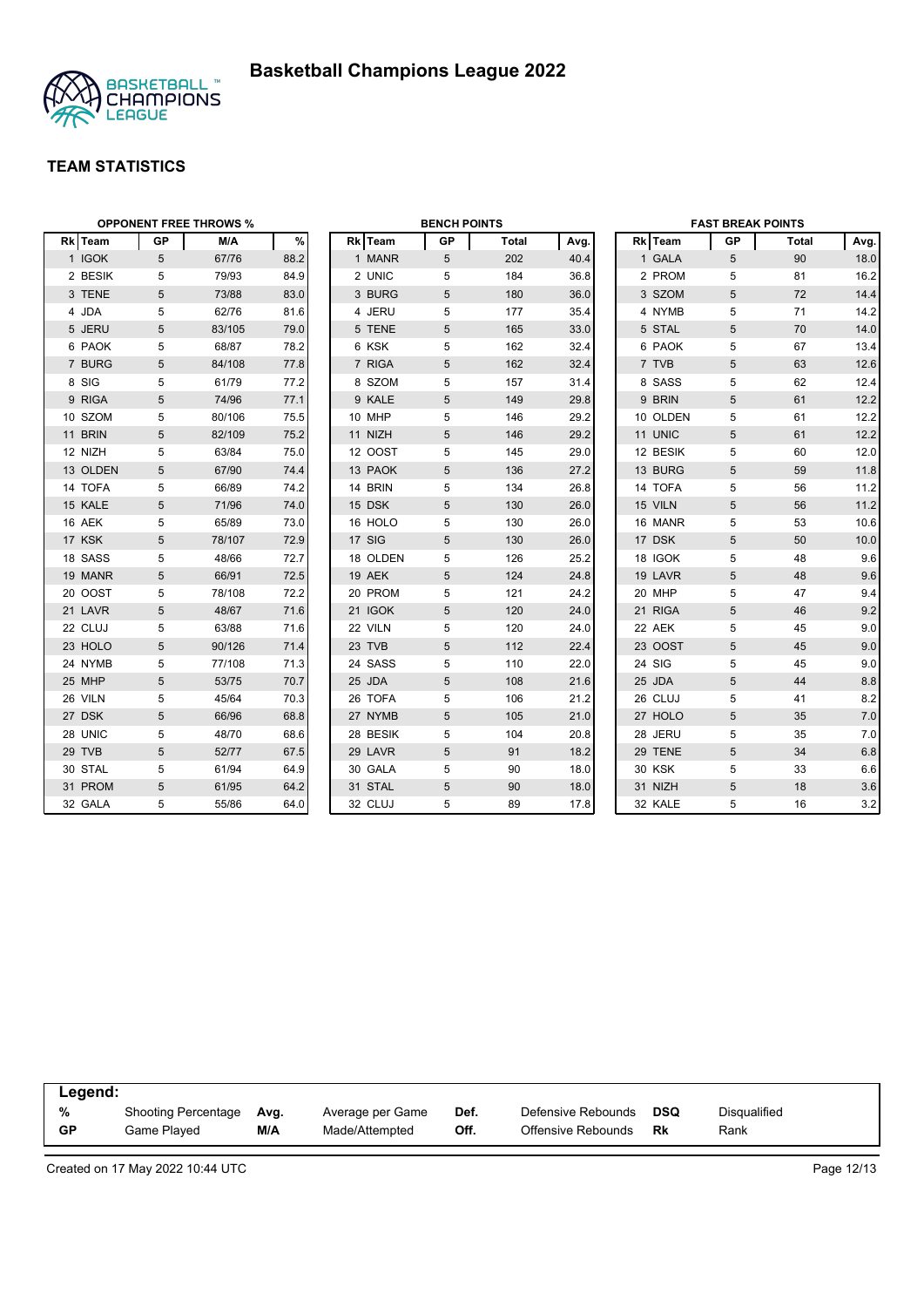# Basketball Champions League 2022

## TEAM STATISTICS

### OPPONENT FREE THROWS %

| Rk | Team | GP | M/A | % |
|---|---|---|---|---|
| 1 | IGOK | 5 | 67/76 | 88.2 |
| 2 | BESIK | 5 | 79/93 | 84.9 |
| 3 | TENE | 5 | 73/88 | 83.0 |
| 4 | JDA | 5 | 62/76 | 81.6 |
| 5 | JERU | 5 | 83/105 | 79.0 |
| 6 | PAOK | 5 | 68/87 | 78.2 |
| 7 | BURG | 5 | 84/108 | 77.8 |
| 8 | SIG | 5 | 61/79 | 77.2 |
| 9 | RIGA | 5 | 74/96 | 77.1 |
| 10 | SZOM | 5 | 80/106 | 75.5 |
| 11 | BRIN | 5 | 82/109 | 75.2 |
| 12 | NIZH | 5 | 63/84 | 75.0 |
| 13 | OLDEN | 5 | 67/90 | 74.4 |
| 14 | TOFA | 5 | 66/89 | 74.2 |
| 15 | KALE | 5 | 71/96 | 74.0 |
| 16 | AEK | 5 | 65/89 | 73.0 |
| 17 | KSK | 5 | 78/107 | 72.9 |
| 18 | SASS | 5 | 48/66 | 72.7 |
| 19 | MANR | 5 | 66/91 | 72.5 |
| 20 | OOST | 5 | 78/108 | 72.2 |
| 21 | LAVR | 5 | 48/67 | 71.6 |
| 22 | CLUJ | 5 | 63/88 | 71.6 |
| 23 | HOLO | 5 | 90/126 | 71.4 |
| 24 | NYMB | 5 | 77/108 | 71.3 |
| 25 | MHP | 5 | 53/75 | 70.7 |
| 26 | VILN | 5 | 45/64 | 70.3 |
| 27 | DSK | 5 | 66/96 | 68.8 |
| 28 | UNIC | 5 | 48/70 | 68.6 |
| 29 | TVB | 5 | 52/77 | 67.5 |
| 30 | STAL | 5 | 61/94 | 64.9 |
| 31 | PROM | 5 | 61/95 | 64.2 |
| 32 | GALA | 5 | 55/86 | 64.0 |

### BENCH POINTS

| Rk | Team | GP | Total | Avg. |
|---|---|---|---|---|
| 1 | MANR | 5 | 202 | 40.4 |
| 2 | UNIC | 5 | 184 | 36.8 |
| 3 | BURG | 5 | 180 | 36.0 |
| 4 | JERU | 5 | 177 | 35.4 |
| 5 | TENE | 5 | 165 | 33.0 |
| 6 | KSK | 5 | 162 | 32.4 |
| 7 | RIGA | 5 | 162 | 32.4 |
| 8 | SZOM | 5 | 157 | 31.4 |
| 9 | KALE | 5 | 149 | 29.8 |
| 10 | MHP | 5 | 146 | 29.2 |
| 11 | NIZH | 5 | 146 | 29.2 |
| 12 | OOST | 5 | 145 | 29.0 |
| 13 | PAOK | 5 | 136 | 27.2 |
| 14 | BRIN | 5 | 134 | 26.8 |
| 15 | DSK | 5 | 130 | 26.0 |
| 16 | HOLO | 5 | 130 | 26.0 |
| 17 | SIG | 5 | 130 | 26.0 |
| 18 | OLDEN | 5 | 126 | 25.2 |
| 19 | AEK | 5 | 124 | 24.8 |
| 20 | PROM | 5 | 121 | 24.2 |
| 21 | IGOK | 5 | 120 | 24.0 |
| 22 | VILN | 5 | 120 | 24.0 |
| 23 | TVB | 5 | 112 | 22.4 |
| 24 | SASS | 5 | 110 | 22.0 |
| 25 | JDA | 5 | 108 | 21.6 |
| 26 | TOFA | 5 | 106 | 21.2 |
| 27 | NYMB | 5 | 105 | 21.0 |
| 28 | BESIK | 5 | 104 | 20.8 |
| 29 | LAVR | 5 | 91 | 18.2 |
| 30 | GALA | 5 | 90 | 18.0 |
| 31 | STAL | 5 | 90 | 18.0 |
| 32 | CLUJ | 5 | 89 | 17.8 |

### FAST BREAK POINTS

| Rk | Team | GP | Total | Avg. |
|---|---|---|---|---|
| 1 | GALA | 5 | 90 | 18.0 |
| 2 | PROM | 5 | 81 | 16.2 |
| 3 | SZOM | 5 | 72 | 14.4 |
| 4 | NYMB | 5 | 71 | 14.2 |
| 5 | STAL | 5 | 70 | 14.0 |
| 6 | PAOK | 5 | 67 | 13.4 |
| 7 | TVB | 5 | 63 | 12.6 |
| 8 | SASS | 5 | 62 | 12.4 |
| 9 | BRIN | 5 | 61 | 12.2 |
| 10 | OLDEN | 5 | 61 | 12.2 |
| 11 | UNIC | 5 | 61 | 12.2 |
| 12 | BESIK | 5 | 60 | 12.0 |
| 13 | BURG | 5 | 59 | 11.8 |
| 14 | TOFA | 5 | 56 | 11.2 |
| 15 | VILN | 5 | 56 | 11.2 |
| 16 | MANR | 5 | 53 | 10.6 |
| 17 | DSK | 5 | 50 | 10.0 |
| 18 | IGOK | 5 | 48 | 9.6 |
| 19 | LAVR | 5 | 48 | 9.6 |
| 20 | MHP | 5 | 47 | 9.4 |
| 21 | RIGA | 5 | 46 | 9.2 |
| 22 | AEK | 5 | 45 | 9.0 |
| 23 | OOST | 5 | 45 | 9.0 |
| 24 | SIG | 5 | 45 | 9.0 |
| 25 | JDA | 5 | 44 | 8.8 |
| 26 | CLUJ | 5 | 41 | 8.2 |
| 27 | HOLO | 5 | 35 | 7.0 |
| 28 | JERU | 5 | 35 | 7.0 |
| 29 | TENE | 5 | 34 | 6.8 |
| 30 | KSK | 5 | 33 | 6.6 |
| 31 | NIZH | 5 | 18 | 3.6 |
| 32 | KALE | 5 | 16 | 3.2 |

**Legend:**

| | | | | | | | |
|---|---|---|---|---|---|---|---|
| **%** | Shooting Percentage | **Avg.** | Average per Game | **Def.** | Defensive Rebounds | **DSQ** | Disqualified |
| **GP** | Game Played | **M/A** | Made/Attempted | **Off.** | Offensive Rebounds | **Rk** | Rank |

Created on 17 May 2022 10:44 UTC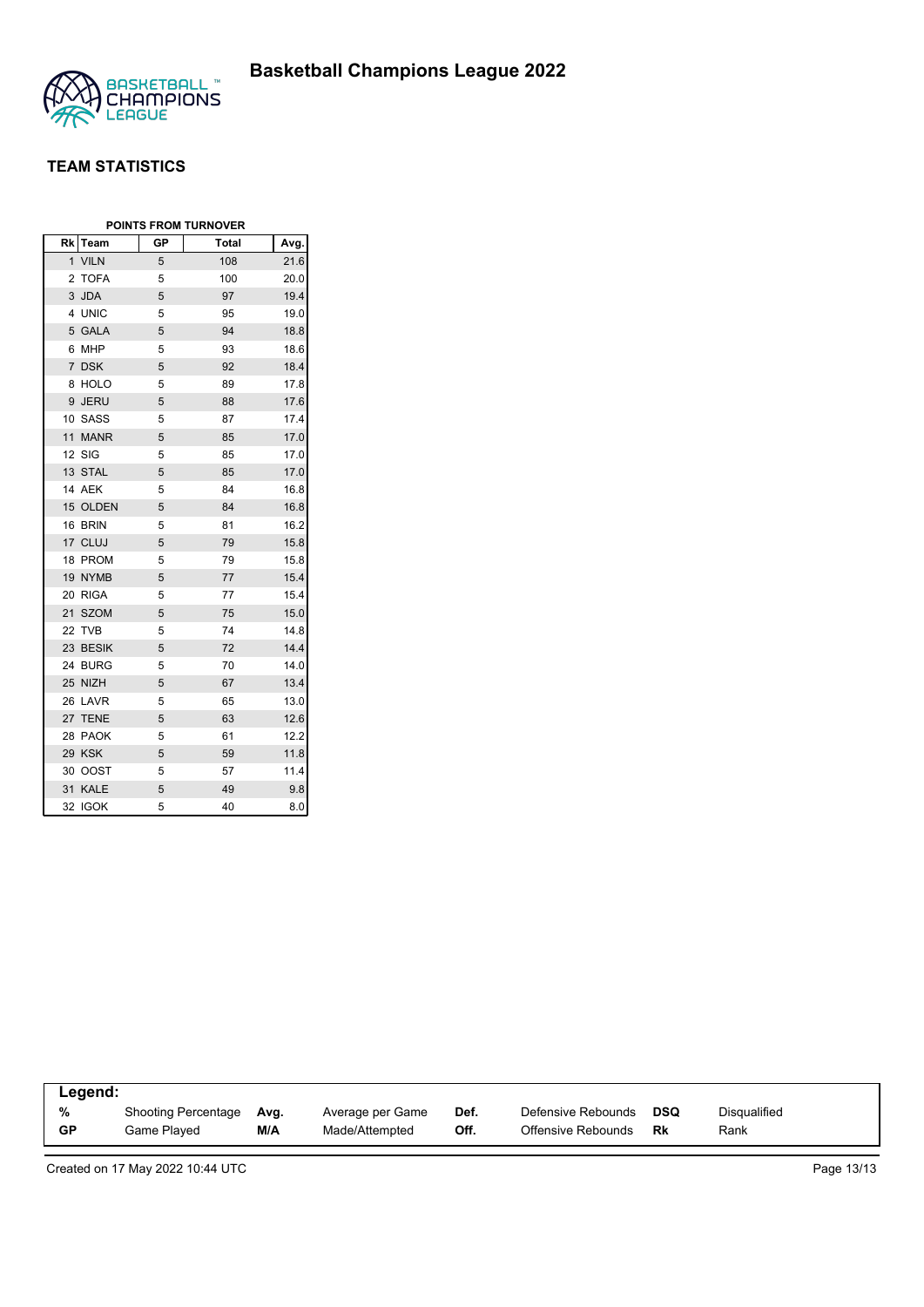# Basketball Champions League 2022

## TEAM STATISTICS

**POINTS FROM TURNOVER**

| Rk | Team | GP | Total | Avg. |
|---|---|---|---|---|
| 1 | VILN | 5 | 108 | 21.6 |
| 2 | TOFA | 5 | 100 | 20.0 |
| 3 | JDA | 5 | 97 | 19.4 |
| 4 | UNIC | 5 | 95 | 19.0 |
| 5 | GALA | 5 | 94 | 18.8 |
| 6 | MHP | 5 | 93 | 18.6 |
| 7 | DSK | 5 | 92 | 18.4 |
| 8 | HOLO | 5 | 89 | 17.8 |
| 9 | JERU | 5 | 88 | 17.6 |
| 10 | SASS | 5 | 87 | 17.4 |
| 11 | MANR | 5 | 85 | 17.0 |
| 12 | SIG | 5 | 85 | 17.0 |
| 13 | STAL | 5 | 85 | 17.0 |
| 14 | AEK | 5 | 84 | 16.8 |
| 15 | OLDEN | 5 | 84 | 16.8 |
| 16 | BRIN | 5 | 81 | 16.2 |
| 17 | CLUJ | 5 | 79 | 15.8 |
| 18 | PROM | 5 | 79 | 15.8 |
| 19 | NYMB | 5 | 77 | 15.4 |
| 20 | RIGA | 5 | 77 | 15.4 |
| 21 | SZOM | 5 | 75 | 15.0 |
| 22 | TVB | 5 | 74 | 14.8 |
| 23 | BESIK | 5 | 72 | 14.4 |
| 24 | BURG | 5 | 70 | 14.0 |
| 25 | NIZH | 5 | 67 | 13.4 |
| 26 | LAVR | 5 | 65 | 13.0 |
| 27 | TENE | 5 | 63 | 12.6 |
| 28 | PAOK | 5 | 61 | 12.2 |
| 29 | KSK | 5 | 59 | 11.8 |
| 30 | OOST | 5 | 57 | 11.4 |
| 31 | KALE | 5 | 49 | 9.8 |
| 32 | IGOK | 5 | 40 | 8.0 |

**Legend:**

| | | | | | | | |
|---|---|---|---|---|---|---|---|
| **%** | Shooting Percentage | **Avg.** | Average per Game | **Def.** | Defensive Rebounds | **DSQ** | Disqualified |
| **GP** | Game Played | **M/A** | Made/Attempted | **Off.** | Offensive Rebounds | **Rk** | Rank |

Created on 17 May 2022 10:44 UTC